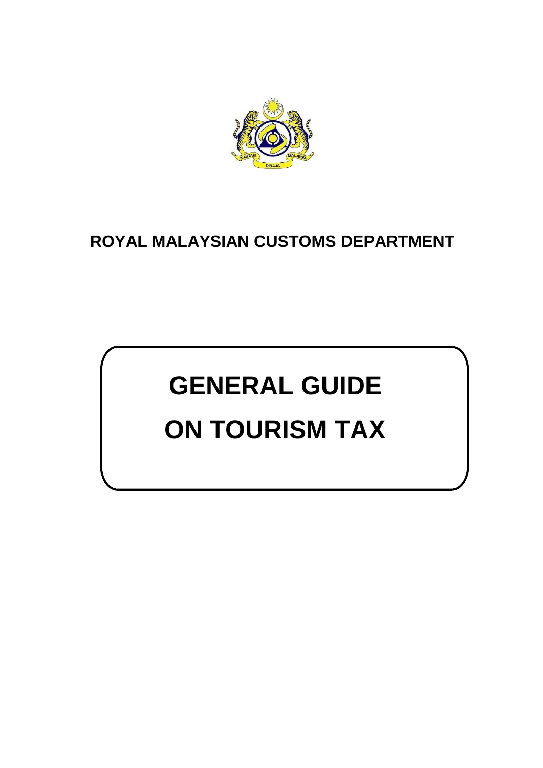**ROYAL MALAYSIAN CUSTOMS DEPARTMENT**

# GENERAL GUIDE ON TOURISM TAX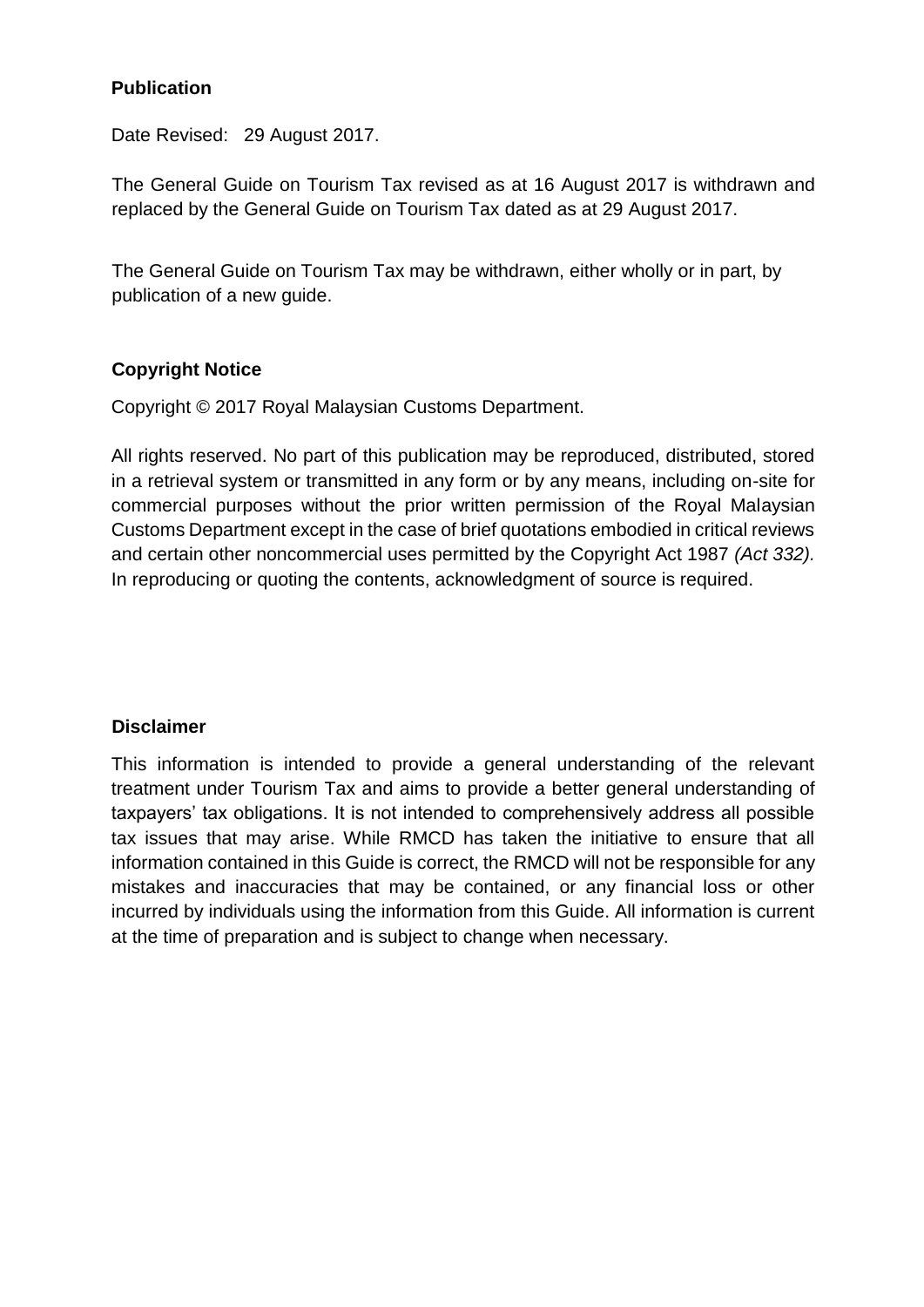**Publication**

Date Revised: 29 August 2017.

The General Guide on Tourism Tax revised as at 16 August 2017 is withdrawn and replaced by the General Guide on Tourism Tax dated as at 29 August 2017.

The General Guide on Tourism Tax may be withdrawn, either wholly or in part, by publication of a new guide.

**Copyright Notice**

Copyright © 2017 Royal Malaysian Customs Department.

All rights reserved. No part of this publication may be reproduced, distributed, stored in a retrieval system or transmitted in any form or by any means, including on-site for commercial purposes without the prior written permission of the Royal Malaysian Customs Department except in the case of brief quotations embodied in critical reviews and certain other noncommercial uses permitted by the Copyright Act 1987 *(Act 332).* In reproducing or quoting the contents, acknowledgment of source is required.

**Disclaimer**

This information is intended to provide a general understanding of the relevant treatment under Tourism Tax and aims to provide a better general understanding of taxpayers' tax obligations. It is not intended to comprehensively address all possible tax issues that may arise. While RMCD has taken the initiative to ensure that all information contained in this Guide is correct, the RMCD will not be responsible for any mistakes and inaccuracies that may be contained, or any financial loss or other incurred by individuals using the information from this Guide. All information is current at the time of preparation and is subject to change when necessary.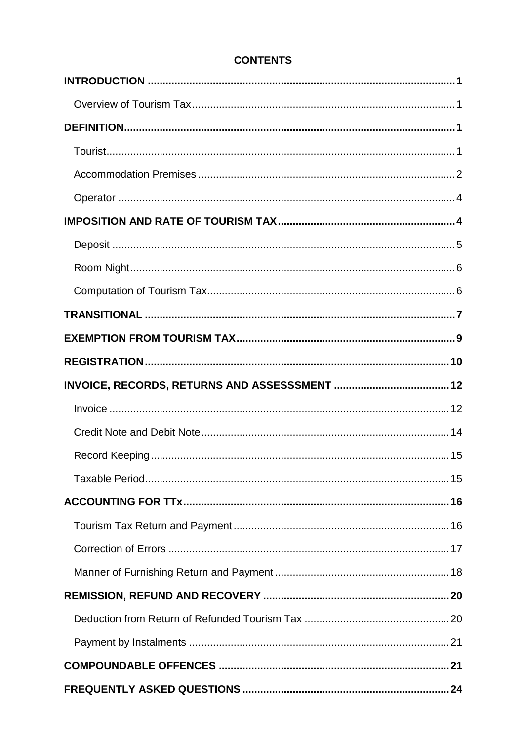# CONTENTS

**INTRODUCTION** .......... **1**

- Overview of Tourism Tax .......... 1

**DEFINITION** .......... **1**

- Tourist .......... 1
- Accommodation Premises .......... 2
- Operator .......... 4

**IMPOSITION AND RATE OF TOURISM TAX** .......... **4**

- Deposit .......... 5
- Room Night .......... 6
- Computation of Tourism Tax .......... 6

**TRANSITIONAL** .......... **7**

**EXEMPTION FROM TOURISM TAX** .......... **9**

**REGISTRATION** .......... **10**

**INVOICE, RECORDS, RETURNS AND ASSESSSMENT** .......... **12**

- Invoice .......... 12
- Credit Note and Debit Note .......... 14
- Record Keeping .......... 15
- Taxable Period .......... 15

**ACCOUNTING FOR TTx** .......... **16**

- Tourism Tax Return and Payment .......... 16
- Correction of Errors .......... 17
- Manner of Furnishing Return and Payment .......... 18

**REMISSION, REFUND AND RECOVERY** .......... **20**

- Deduction from Return of Refunded Tourism Tax .......... 20
- Payment by Instalments .......... 21

**COMPOUNDABLE OFFENCES** .......... **21**

**FREQUENTLY ASKED QUESTIONS** .......... **24**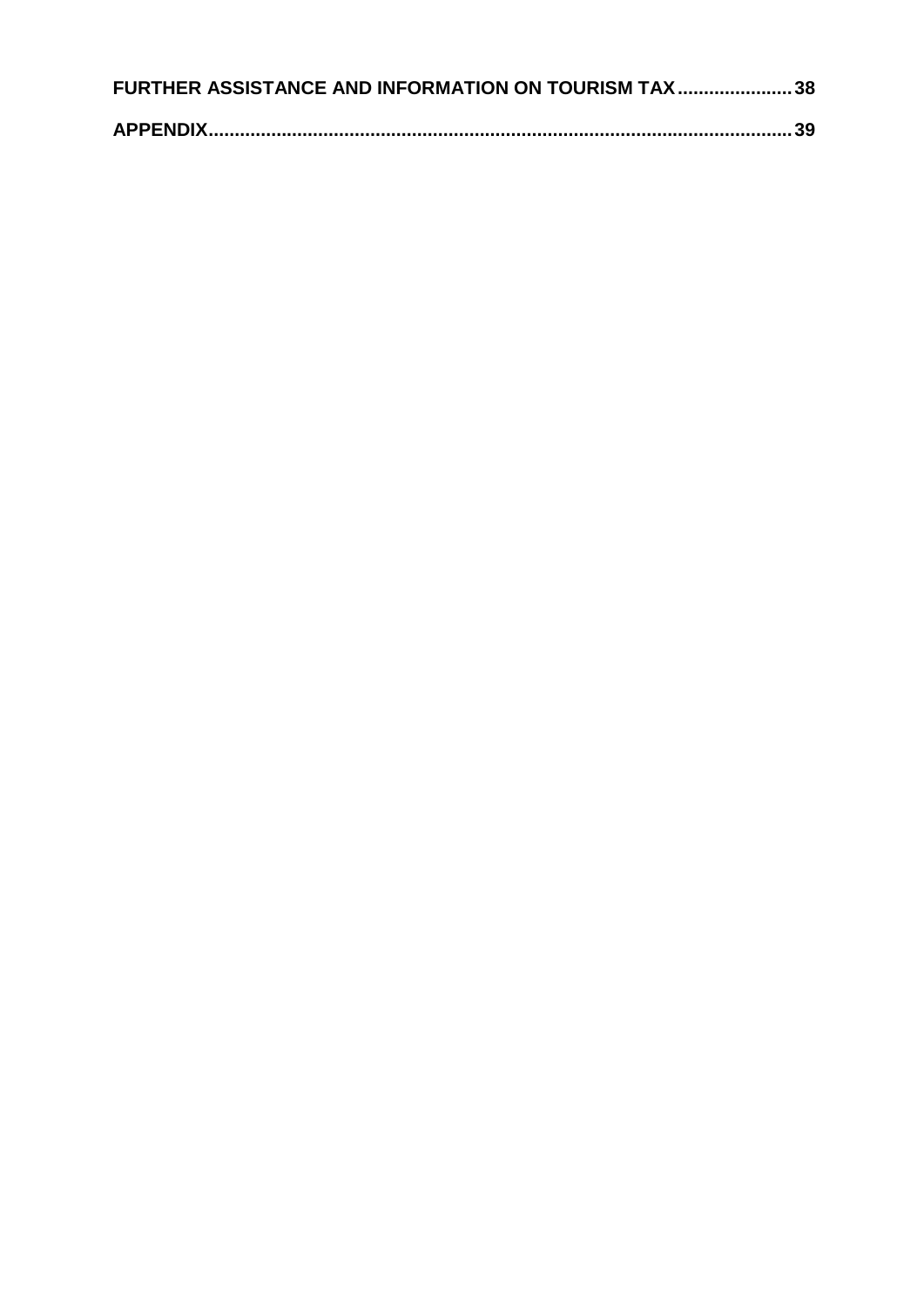**FURTHER ASSISTANCE AND INFORMATION ON TOURISM TAX ...................... 38**

**APPENDIX................................................................................................................. 39**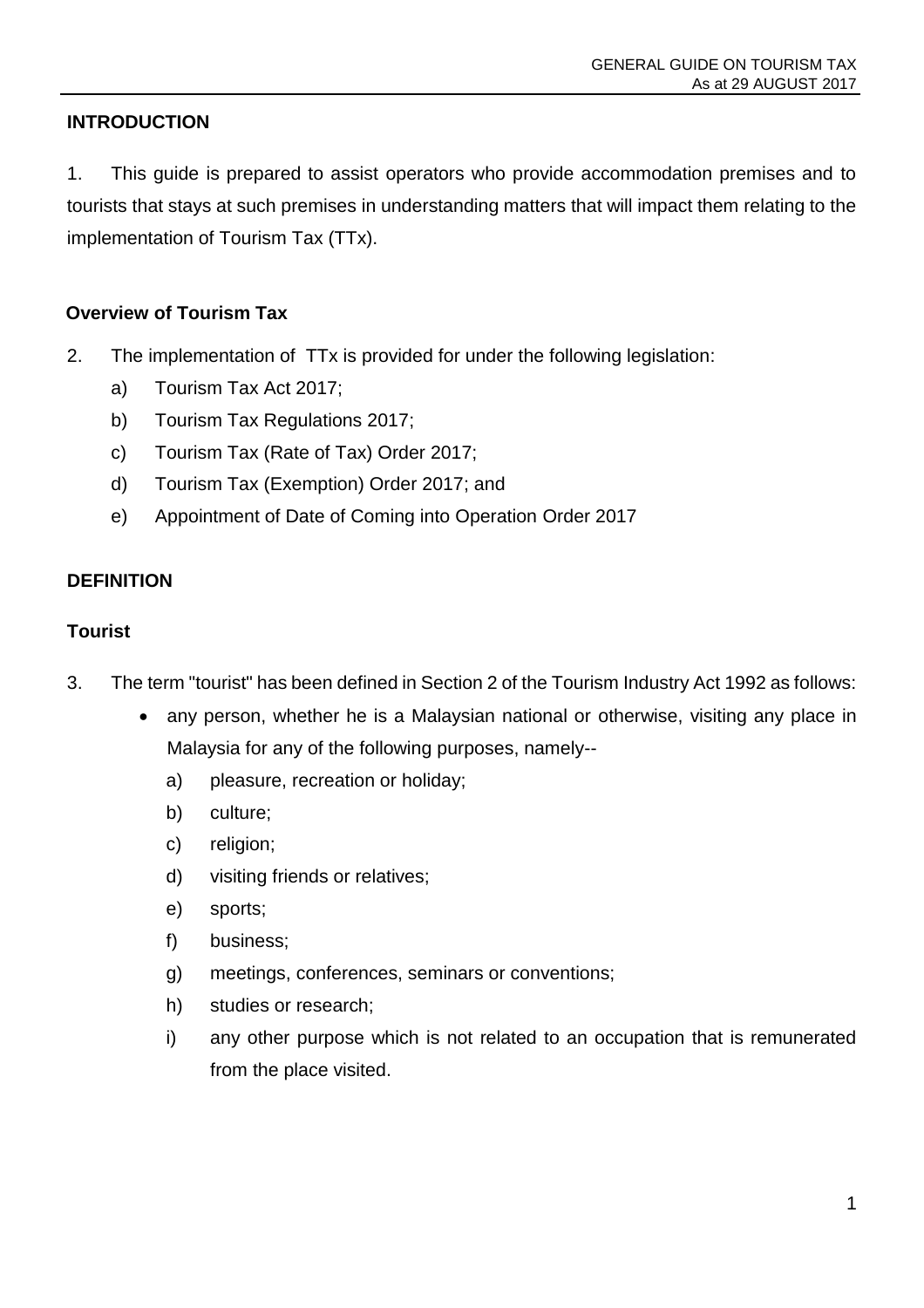## INTRODUCTION

1. This guide is prepared to assist operators who provide accommodation premises and to tourists that stays at such premises in understanding matters that will impact them relating to the implementation of Tourism Tax (TTx).

### Overview of Tourism Tax

2. The implementation of TTx is provided for under the following legislation:
   a) Tourism Tax Act 2017;
   b) Tourism Tax Regulations 2017;
   c) Tourism Tax (Rate of Tax) Order 2017;
   d) Tourism Tax (Exemption) Order 2017; and
   e) Appointment of Date of Coming into Operation Order 2017

## DEFINITION

### Tourist

3. The term "tourist" has been defined in Section 2 of the Tourism Industry Act 1992 as follows:
   - any person, whether he is a Malaysian national or otherwise, visiting any place in Malaysia for any of the following purposes, namely--
     a) pleasure, recreation or holiday;
     b) culture;
     c) religion;
     d) visiting friends or relatives;
     e) sports;
     f) business;
     g) meetings, conferences, seminars or conventions;
     h) studies or research;
     i) any other purpose which is not related to an occupation that is remunerated from the place visited.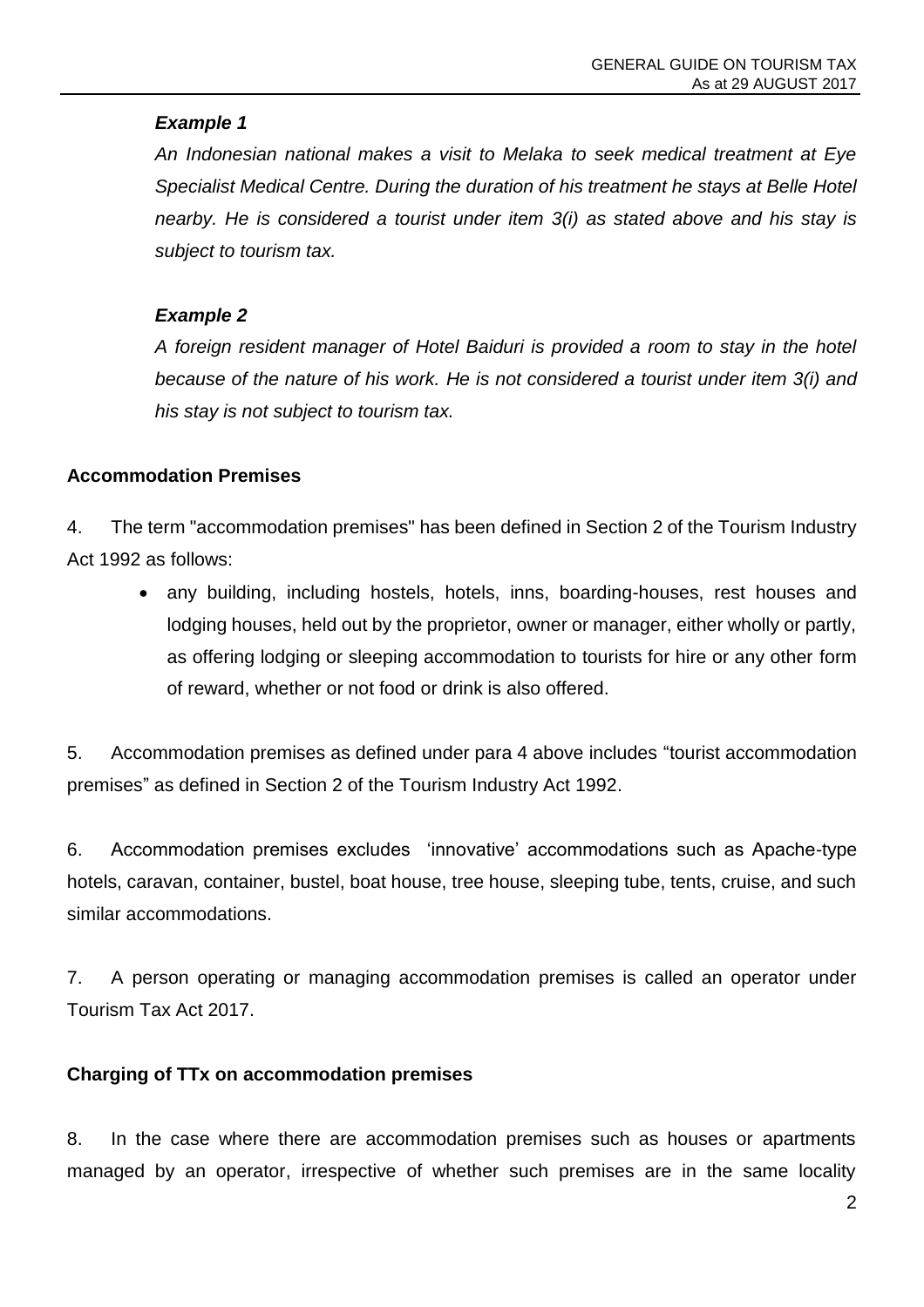***Example 1***

*An Indonesian national makes a visit to Melaka to seek medical treatment at Eye Specialist Medical Centre. During the duration of his treatment he stays at Belle Hotel nearby. He is considered a tourist under item 3(i) as stated above and his stay is subject to tourism tax.*

***Example 2***

*A foreign resident manager of Hotel Baiduri is provided a room to stay in the hotel because of the nature of his work. He is not considered a tourist under item 3(i) and his stay is not subject to tourism tax.*

**Accommodation Premises**

4. The term "accommodation premises" has been defined in Section 2 of the Tourism Industry Act 1992 as follows:

- any building, including hostels, hotels, inns, boarding-houses, rest houses and lodging houses, held out by the proprietor, owner or manager, either wholly or partly, as offering lodging or sleeping accommodation to tourists for hire or any other form of reward, whether or not food or drink is also offered.

5. Accommodation premises as defined under para 4 above includes "tourist accommodation premises" as defined in Section 2 of the Tourism Industry Act 1992.

6. Accommodation premises excludes 'innovative' accommodations such as Apache-type hotels, caravan, container, bustel, boat house, tree house, sleeping tube, tents, cruise, and such similar accommodations.

7. A person operating or managing accommodation premises is called an operator under Tourism Tax Act 2017.

**Charging of TTx on accommodation premises**

8. In the case where there are accommodation premises such as houses or apartments managed by an operator, irrespective of whether such premises are in the same locality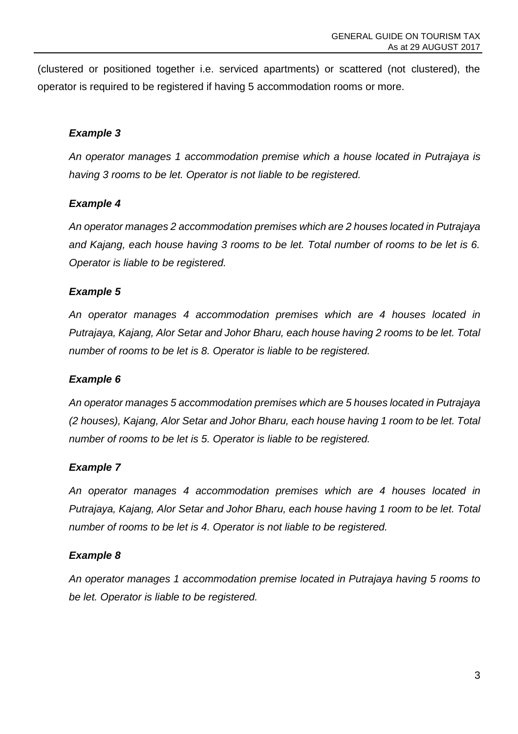(clustered or positioned together i.e. serviced apartments) or scattered (not clustered), the operator is required to be registered if having 5 accommodation rooms or more.

***Example 3***

*An operator manages 1 accommodation premise which a house located in Putrajaya is having 3 rooms to be let. Operator is not liable to be registered.*

***Example 4***

*An operator manages 2 accommodation premises which are 2 houses located in Putrajaya and Kajang, each house having 3 rooms to be let. Total number of rooms to be let is 6. Operator is liable to be registered.*

***Example 5***

*An operator manages 4 accommodation premises which are 4 houses located in Putrajaya, Kajang, Alor Setar and Johor Bharu, each house having 2 rooms to be let. Total number of rooms to be let is 8. Operator is liable to be registered.*

***Example 6***

*An operator manages 5 accommodation premises which are 5 houses located in Putrajaya (2 houses), Kajang, Alor Setar and Johor Bharu, each house having 1 room to be let. Total number of rooms to be let is 5. Operator is liable to be registered.*

***Example 7***

*An operator manages 4 accommodation premises which are 4 houses located in Putrajaya, Kajang, Alor Setar and Johor Bharu, each house having 1 room to be let. Total number of rooms to be let is 4. Operator is not liable to be registered.*

***Example 8***

*An operator manages 1 accommodation premise located in Putrajaya having 5 rooms to be let. Operator is liable to be registered.*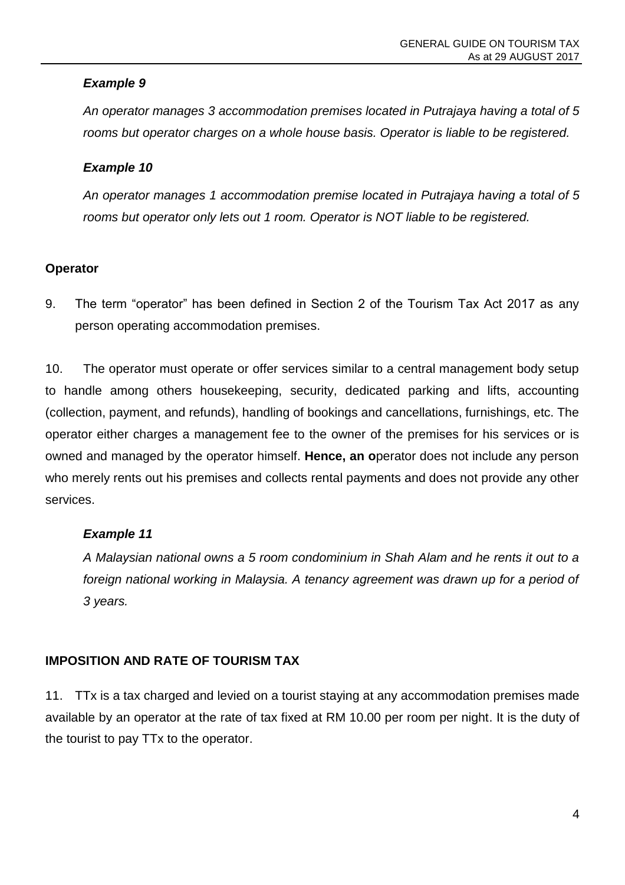### *Example 9*

*An operator manages 3 accommodation premises located in Putrajaya having a total of 5 rooms but operator charges on a whole house basis. Operator is liable to be registered.*

### *Example 10*

*An operator manages 1 accommodation premise located in Putrajaya having a total of 5 rooms but operator only lets out 1 room. Operator is NOT liable to be registered.*

## Operator

9. The term "operator" has been defined in Section 2 of the Tourism Tax Act 2017 as any person operating accommodation premises.

10. The operator must operate or offer services similar to a central management body setup to handle among others housekeeping, security, dedicated parking and lifts, accounting (collection, payment, and refunds), handling of bookings and cancellations, furnishings, etc. The operator either charges a management fee to the owner of the premises for his services or is owned and managed by the operator himself. **Hence, an o**perator does not include any person who merely rents out his premises and collects rental payments and does not provide any other services.

### *Example 11*

*A Malaysian national owns a 5 room condominium in Shah Alam and he rents it out to a foreign national working in Malaysia. A tenancy agreement was drawn up for a period of 3 years.*

## IMPOSITION AND RATE OF TOURISM TAX

11. TTx is a tax charged and levied on a tourist staying at any accommodation premises made available by an operator at the rate of tax fixed at RM 10.00 per room per night. It is the duty of the tourist to pay TTx to the operator.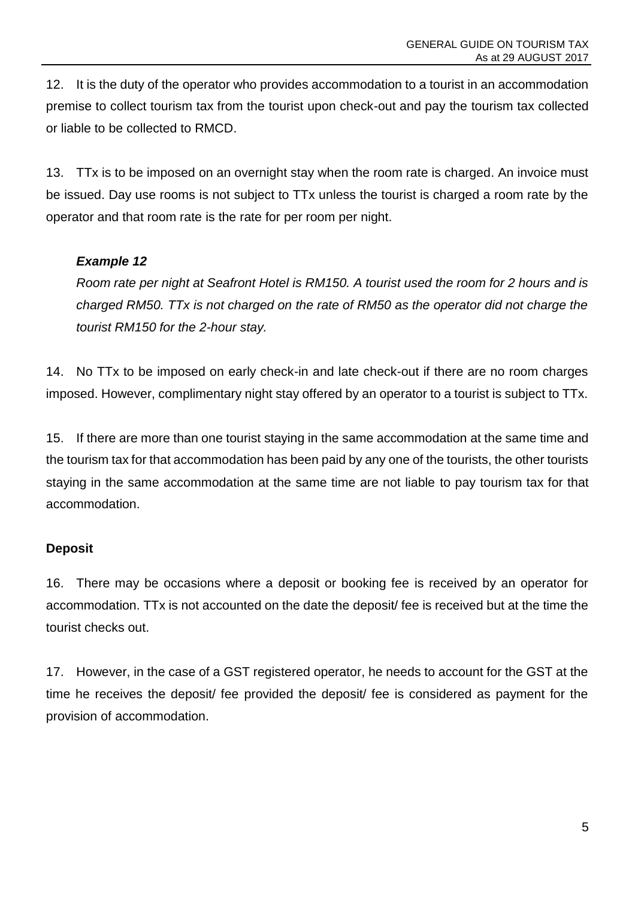12. It is the duty of the operator who provides accommodation to a tourist in an accommodation premise to collect tourism tax from the tourist upon check-out and pay the tourism tax collected or liable to be collected to RMCD.

13. TTx is to be imposed on an overnight stay when the room rate is charged. An invoice must be issued. Day use rooms is not subject to TTx unless the tourist is charged a room rate by the operator and that room rate is the rate for per room per night.

> ***Example 12***
>
> *Room rate per night at Seafront Hotel is RM150. A tourist used the room for 2 hours and is charged RM50. TTx is not charged on the rate of RM50 as the operator did not charge the tourist RM150 for the 2-hour stay.*

14. No TTx to be imposed on early check-in and late check-out if there are no room charges imposed. However, complimentary night stay offered by an operator to a tourist is subject to TTx.

15. If there are more than one tourist staying in the same accommodation at the same time and the tourism tax for that accommodation has been paid by any one of the tourists, the other tourists staying in the same accommodation at the same time are not liable to pay tourism tax for that accommodation.

**Deposit**

16. There may be occasions where a deposit or booking fee is received by an operator for accommodation. TTx is not accounted on the date the deposit/ fee is received but at the time the tourist checks out.

17. However, in the case of a GST registered operator, he needs to account for the GST at the time he receives the deposit/ fee provided the deposit/ fee is considered as payment for the provision of accommodation.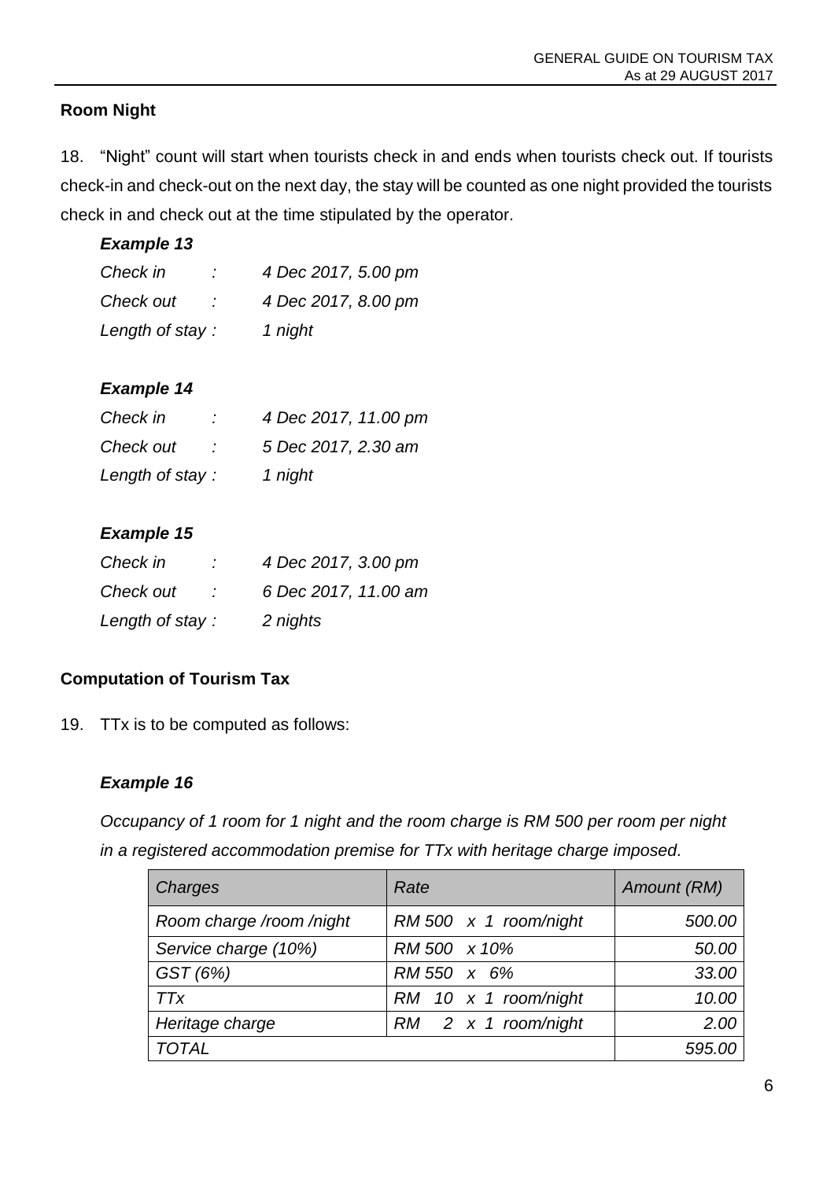## Room Night

18. "Night" count will start when tourists check in and ends when tourists check out. If tourists check-in and check-out on the next day, the stay will be counted as one night provided the tourists check in and check out at the time stipulated by the operator.

***Example 13***

*Check in : 4 Dec 2017, 5.00 pm*
*Check out : 4 Dec 2017, 8.00 pm*
*Length of stay : 1 night*

***Example 14***

*Check in : 4 Dec 2017, 11.00 pm*
*Check out : 5 Dec 2017, 2.30 am*
*Length of stay : 1 night*

***Example 15***

*Check in : 4 Dec 2017, 3.00 pm*
*Check out : 6 Dec 2017, 11.00 am*
*Length of stay : 2 nights*

## Computation of Tourism Tax

19. TTx is to be computed as follows:

***Example 16***

*Occupancy of 1 room for 1 night and the room charge is RM 500 per room per night in a registered accommodation premise for TTx with heritage charge imposed.*

| *Charges* | *Rate* | *Amount (RM)* |
|---|---|---:|
| *Room charge /room /night* | *RM 500 x 1 room/night* | *500.00* |
| *Service charge (10%)* | *RM 500 x 10%* | *50.00* |
| *GST (6%)* | *RM 550 x 6%* | *33.00* |
| *TTx* | *RM 10 x 1 room/night* | *10.00* |
| *Heritage charge* | *RM 2 x 1 room/night* | *2.00* |
| *TOTAL* | | *595.00* |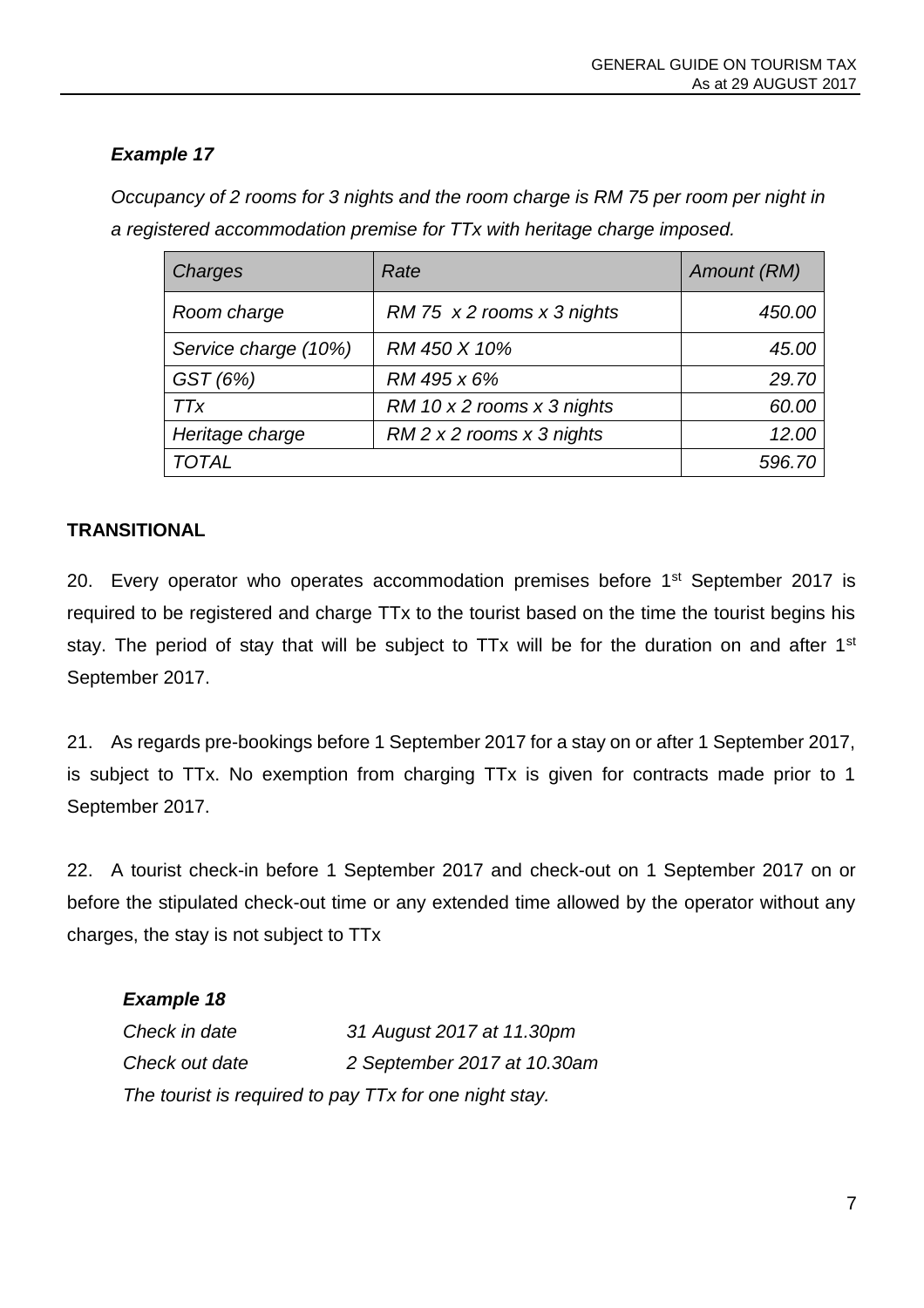***Example 17***

*Occupancy of 2 rooms for 3 nights and the room charge is RM 75 per room per night in a registered accommodation premise for TTx with heritage charge imposed.*

| *Charges* | *Rate* | *Amount (RM)* |
|---|---|---|
| *Room charge* | *RM 75 x 2 rooms x 3 nights* | *450.00* |
| *Service charge (10%)* | *RM 450 X 10%* | *45.00* |
| *GST (6%)* | *RM 495 x 6%* | *29.70* |
| *TTx* | *RM 10 x 2 rooms x 3 nights* | *60.00* |
| *Heritage charge* | *RM 2 x 2 rooms x 3 nights* | *12.00* |
| *TOTAL* | | *596.70* |

**TRANSITIONAL**

20. Every operator who operates accommodation premises before 1st September 2017 is required to be registered and charge TTx to the tourist based on the time the tourist begins his stay. The period of stay that will be subject to TTx will be for the duration on and after 1st September 2017.

21. As regards pre-bookings before 1 September 2017 for a stay on or after 1 September 2017, is subject to TTx. No exemption from charging TTx is given for contracts made prior to 1 September 2017.

22. A tourist check-in before 1 September 2017 and check-out on 1 September 2017 on or before the stipulated check-out time or any extended time allowed by the operator without any charges, the stay is not subject to TTx

***Example 18***

*Check in date* &nbsp;&nbsp;&nbsp;&nbsp; *31 August 2017 at 11.30pm*

*Check out date* &nbsp;&nbsp;&nbsp;&nbsp; *2 September 2017 at 10.30am*

*The tourist is required to pay TTx for one night stay.*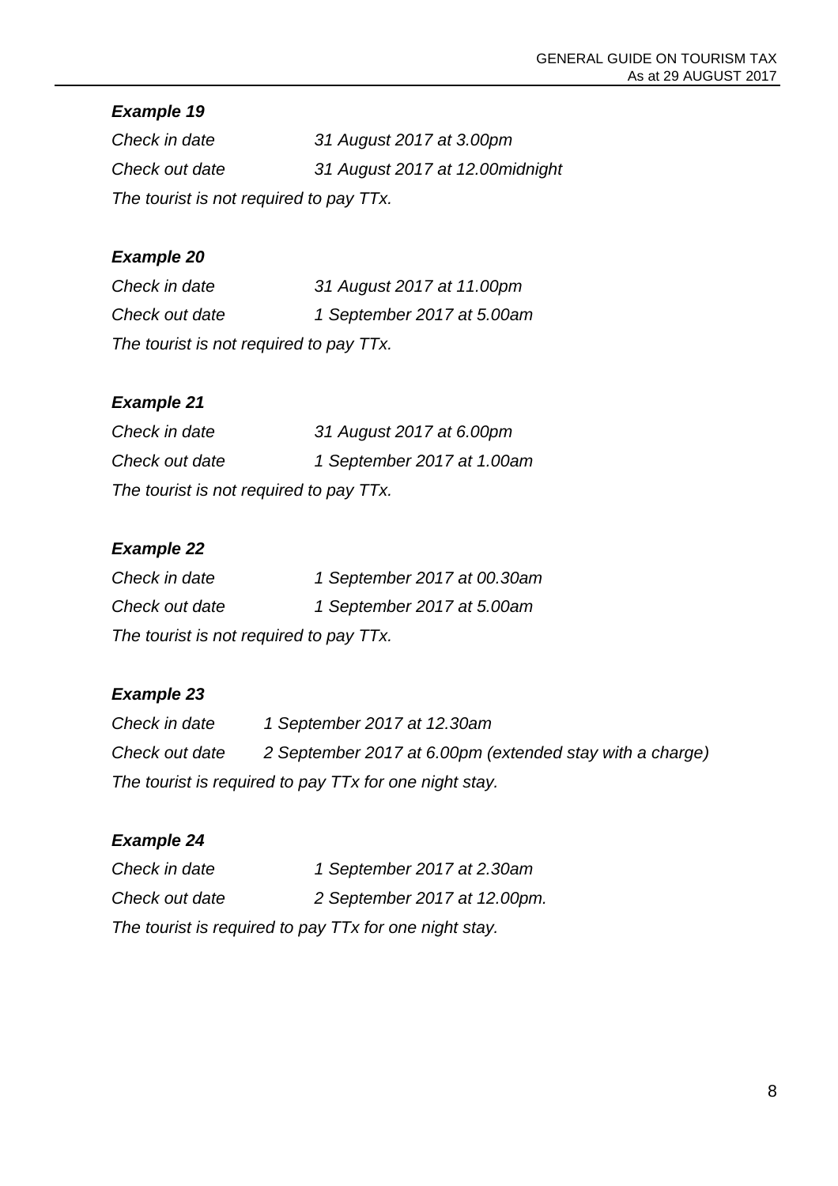***Example 19***

*Check in date* *31 August 2017 at 3.00pm*

*Check out date* *31 August 2017 at 12.00midnight*

*The tourist is not required to pay TTx.*

***Example 20***

*Check in date* *31 August 2017 at 11.00pm*

*Check out date* *1 September 2017 at 5.00am*

*The tourist is not required to pay TTx.*

***Example 21***

*Check in date* *31 August 2017 at 6.00pm*

*Check out date* *1 September 2017 at 1.00am*

*The tourist is not required to pay TTx.*

***Example 22***

*Check in date* *1 September 2017 at 00.30am*

*Check out date* *1 September 2017 at 5.00am*

*The tourist is not required to pay TTx.*

***Example 23***

*Check in date* *1 September 2017 at 12.30am*

*Check out date* *2 September 2017 at 6.00pm (extended stay with a charge)*

*The tourist is required to pay TTx for one night stay.*

***Example 24***

*Check in date* *1 September 2017 at 2.30am*

*Check out date* *2 September 2017 at 12.00pm.*

*The tourist is required to pay TTx for one night stay.*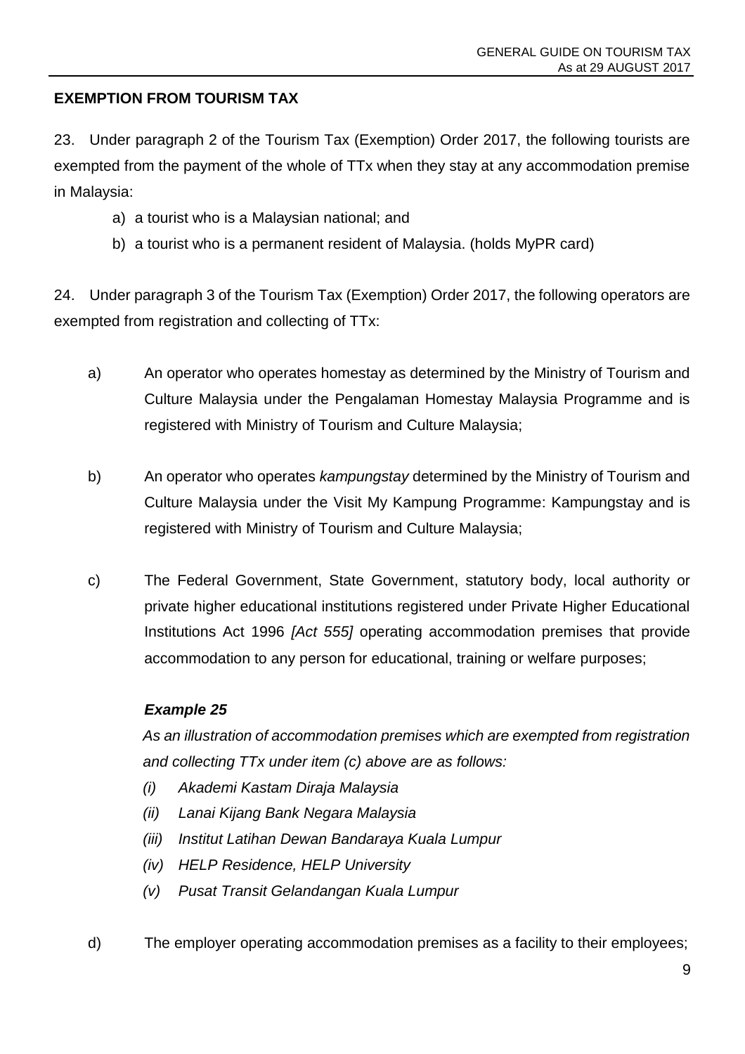## EXEMPTION FROM TOURISM TAX

23. Under paragraph 2 of the Tourism Tax (Exemption) Order 2017, the following tourists are exempted from the payment of the whole of TTx when they stay at any accommodation premise in Malaysia:

a) a tourist who is a Malaysian national; and

b) a tourist who is a permanent resident of Malaysia. (holds MyPR card)

24. Under paragraph 3 of the Tourism Tax (Exemption) Order 2017, the following operators are exempted from registration and collecting of TTx:

a) An operator who operates homestay as determined by the Ministry of Tourism and Culture Malaysia under the Pengalaman Homestay Malaysia Programme and is registered with Ministry of Tourism and Culture Malaysia;

b) An operator who operates *kampungstay* determined by the Ministry of Tourism and Culture Malaysia under the Visit My Kampung Programme: Kampungstay and is registered with Ministry of Tourism and Culture Malaysia;

c) The Federal Government, State Government, statutory body, local authority or private higher educational institutions registered under Private Higher Educational Institutions Act 1996 *[Act 555]* operating accommodation premises that provide accommodation to any person for educational, training or welfare purposes;

***Example 25***

*As an illustration of accommodation premises which are exempted from registration and collecting TTx under item (c) above are as follows:*

*(i) Akademi Kastam Diraja Malaysia*

*(ii) Lanai Kijang Bank Negara Malaysia*

*(iii) Institut Latihan Dewan Bandaraya Kuala Lumpur*

*(iv) HELP Residence, HELP University*

*(v) Pusat Transit Gelandangan Kuala Lumpur*

d) The employer operating accommodation premises as a facility to their employees;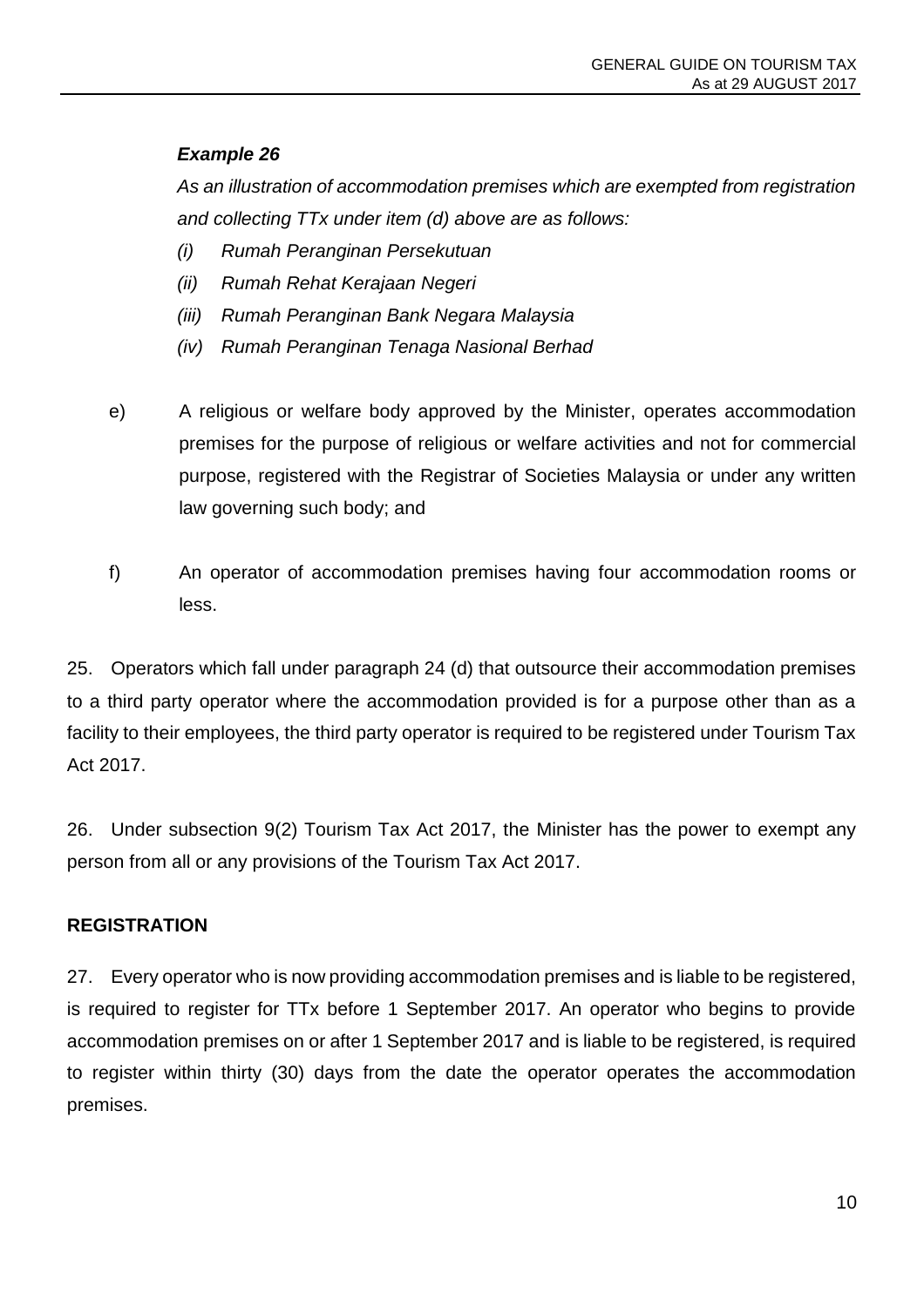***Example 26***

*As an illustration of accommodation premises which are exempted from registration and collecting TTx under item (d) above are as follows:*

*(i) Rumah Peranginan Persekutuan*

*(ii) Rumah Rehat Kerajaan Negeri*

*(iii) Rumah Peranginan Bank Negara Malaysia*

*(iv) Rumah Peranginan Tenaga Nasional Berhad*

e) A religious or welfare body approved by the Minister, operates accommodation premises for the purpose of religious or welfare activities and not for commercial purpose, registered with the Registrar of Societies Malaysia or under any written law governing such body; and

f) An operator of accommodation premises having four accommodation rooms or less.

25. Operators which fall under paragraph 24 (d) that outsource their accommodation premises to a third party operator where the accommodation provided is for a purpose other than as a facility to their employees, the third party operator is required to be registered under Tourism Tax Act 2017.

26. Under subsection 9(2) Tourism Tax Act 2017, the Minister has the power to exempt any person from all or any provisions of the Tourism Tax Act 2017.

**REGISTRATION**

27. Every operator who is now providing accommodation premises and is liable to be registered, is required to register for TTx before 1 September 2017. An operator who begins to provide accommodation premises on or after 1 September 2017 and is liable to be registered, is required to register within thirty (30) days from the date the operator operates the accommodation premises.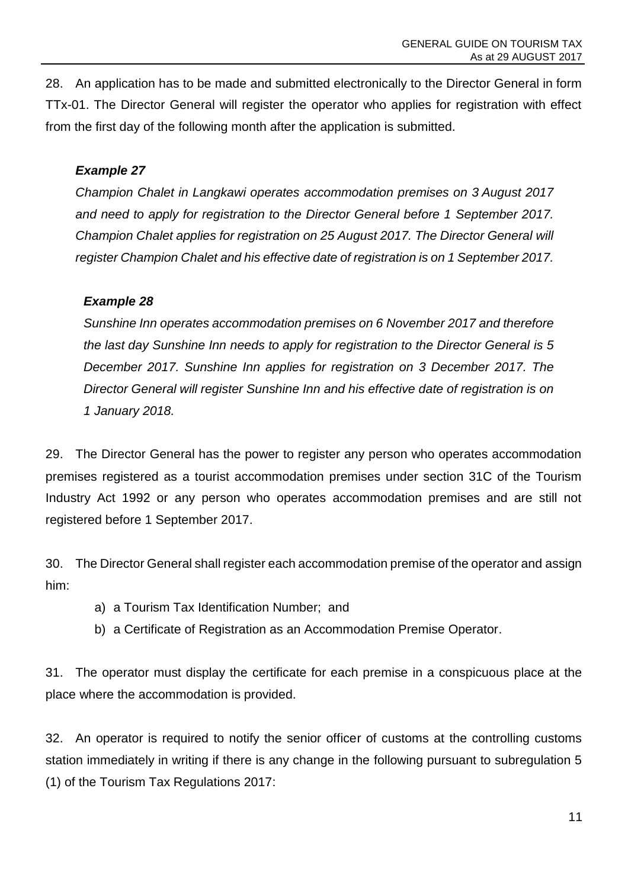28. An application has to be made and submitted electronically to the Director General in form TTx-01. The Director General will register the operator who applies for registration with effect from the first day of the following month after the application is submitted.

***Example 27***

*Champion Chalet in Langkawi operates accommodation premises on 3 August 2017 and need to apply for registration to the Director General before 1 September 2017. Champion Chalet applies for registration on 25 August 2017. The Director General will register Champion Chalet and his effective date of registration is on 1 September 2017.*

***Example 28***

*Sunshine Inn operates accommodation premises on 6 November 2017 and therefore the last day Sunshine Inn needs to apply for registration to the Director General is 5 December 2017. Sunshine Inn applies for registration on 3 December 2017. The Director General will register Sunshine Inn and his effective date of registration is on 1 January 2018.*

29. The Director General has the power to register any person who operates accommodation premises registered as a tourist accommodation premises under section 31C of the Tourism Industry Act 1992 or any person who operates accommodation premises and are still not registered before 1 September 2017.

30. The Director General shall register each accommodation premise of the operator and assign him:

a) a Tourism Tax Identification Number; and
b) a Certificate of Registration as an Accommodation Premise Operator.

31. The operator must display the certificate for each premise in a conspicuous place at the place where the accommodation is provided.

32. An operator is required to notify the senior officer of customs at the controlling customs station immediately in writing if there is any change in the following pursuant to subregulation 5 (1) of the Tourism Tax Regulations 2017: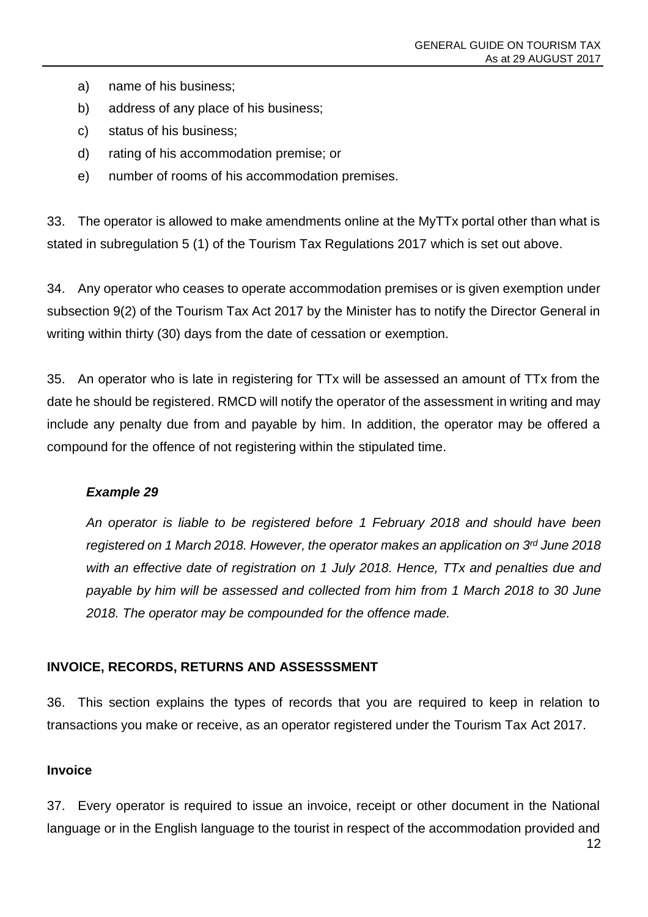a) name of his business;

b) address of any place of his business;

c) status of his business;

d) rating of his accommodation premise; or

e) number of rooms of his accommodation premises.

33. The operator is allowed to make amendments online at the MyTTx portal other than what is stated in subregulation 5 (1) of the Tourism Tax Regulations 2017 which is set out above.

34. Any operator who ceases to operate accommodation premises or is given exemption under subsection 9(2) of the Tourism Tax Act 2017 by the Minister has to notify the Director General in writing within thirty (30) days from the date of cessation or exemption.

35. An operator who is late in registering for TTx will be assessed an amount of TTx from the date he should be registered. RMCD will notify the operator of the assessment in writing and may include any penalty due from and payable by him. In addition, the operator may be offered a compound for the offence of not registering within the stipulated time.

***Example 29***

*An operator is liable to be registered before 1 February 2018 and should have been registered on 1 March 2018. However, the operator makes an application on 3rd June 2018 with an effective date of registration on 1 July 2018. Hence, TTx and penalties due and payable by him will be assessed and collected from him from 1 March 2018 to 30 June 2018. The operator may be compounded for the offence made.*

## INVOICE, RECORDS, RETURNS AND ASSESSSMENT

36. This section explains the types of records that you are required to keep in relation to transactions you make or receive, as an operator registered under the Tourism Tax Act 2017.

### Invoice

37. Every operator is required to issue an invoice, receipt or other document in the National language or in the English language to the tourist in respect of the accommodation provided and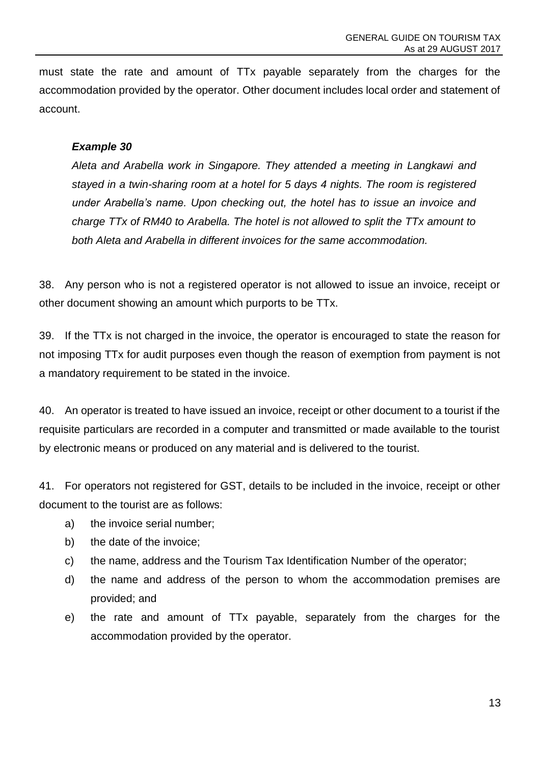must state the rate and amount of TTx payable separately from the charges for the accommodation provided by the operator. Other document includes local order and statement of account.

> ***Example 30***
>
> *Aleta and Arabella work in Singapore. They attended a meeting in Langkawi and stayed in a twin-sharing room at a hotel for 5 days 4 nights. The room is registered under Arabella's name. Upon checking out, the hotel has to issue an invoice and charge TTx of RM40 to Arabella. The hotel is not allowed to split the TTx amount to both Aleta and Arabella in different invoices for the same accommodation.*

38. Any person who is not a registered operator is not allowed to issue an invoice, receipt or other document showing an amount which purports to be TTx.

39. If the TTx is not charged in the invoice, the operator is encouraged to state the reason for not imposing TTx for audit purposes even though the reason of exemption from payment is not a mandatory requirement to be stated in the invoice.

40. An operator is treated to have issued an invoice, receipt or other document to a tourist if the requisite particulars are recorded in a computer and transmitted or made available to the tourist by electronic means or produced on any material and is delivered to the tourist.

41. For operators not registered for GST, details to be included in the invoice, receipt or other document to the tourist are as follows:

a) the invoice serial number;
b) the date of the invoice;
c) the name, address and the Tourism Tax Identification Number of the operator;
d) the name and address of the person to whom the accommodation premises are provided; and
e) the rate and amount of TTx payable, separately from the charges for the accommodation provided by the operator.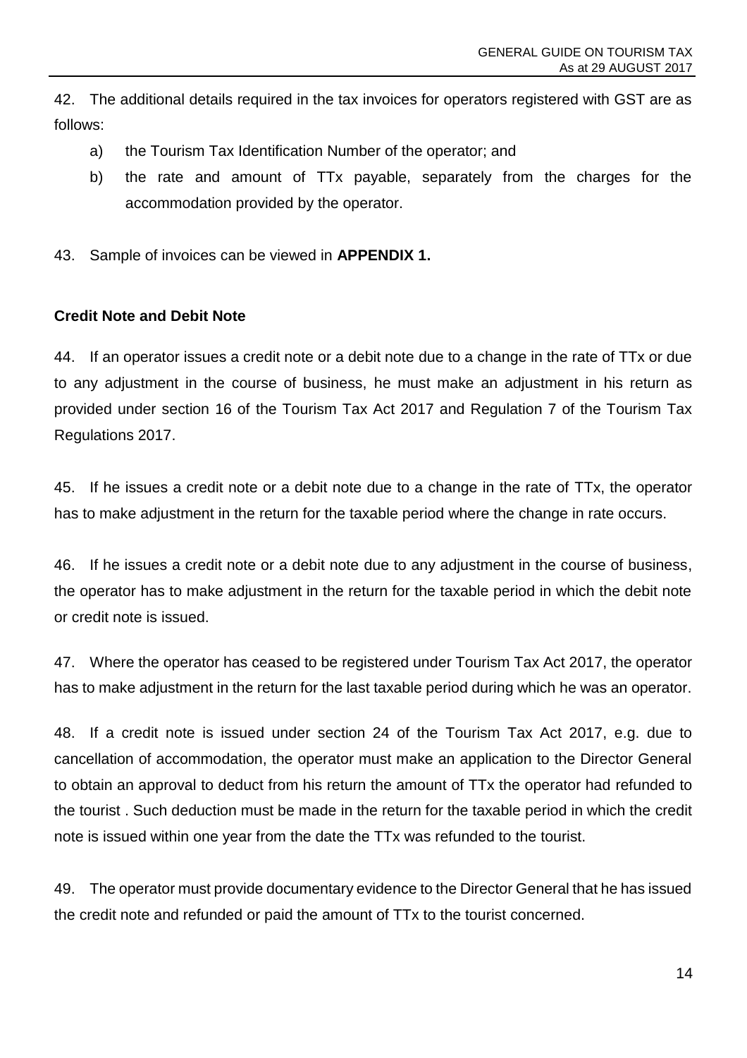42. The additional details required in the tax invoices for operators registered with GST are as follows:

a) the Tourism Tax Identification Number of the operator; and

b) the rate and amount of TTx payable, separately from the charges for the accommodation provided by the operator.

43. Sample of invoices can be viewed in **APPENDIX 1.**

**Credit Note and Debit Note**

44. If an operator issues a credit note or a debit note due to a change in the rate of TTx or due to any adjustment in the course of business, he must make an adjustment in his return as provided under section 16 of the Tourism Tax Act 2017 and Regulation 7 of the Tourism Tax Regulations 2017.

45. If he issues a credit note or a debit note due to a change in the rate of TTx, the operator has to make adjustment in the return for the taxable period where the change in rate occurs.

46. If he issues a credit note or a debit note due to any adjustment in the course of business, the operator has to make adjustment in the return for the taxable period in which the debit note or credit note is issued.

47. Where the operator has ceased to be registered under Tourism Tax Act 2017, the operator has to make adjustment in the return for the last taxable period during which he was an operator.

48. If a credit note is issued under section 24 of the Tourism Tax Act 2017, e.g. due to cancellation of accommodation, the operator must make an application to the Director General to obtain an approval to deduct from his return the amount of TTx the operator had refunded to the tourist . Such deduction must be made in the return for the taxable period in which the credit note is issued within one year from the date the TTx was refunded to the tourist.

49. The operator must provide documentary evidence to the Director General that he has issued the credit note and refunded or paid the amount of TTx to the tourist concerned.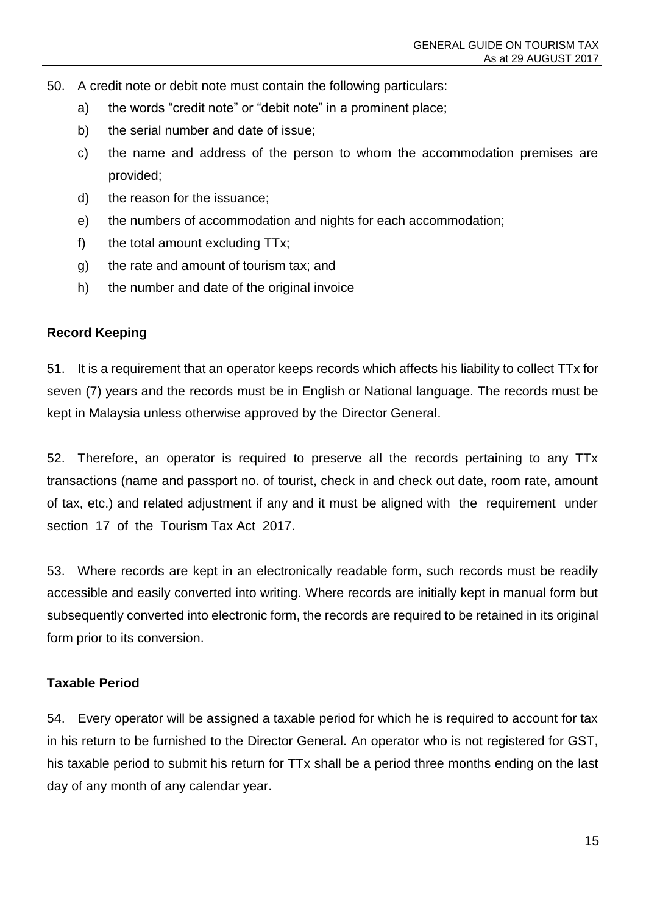50. A credit note or debit note must contain the following particulars:

   a) the words “credit note” or “debit note” in a prominent place;
   b) the serial number and date of issue;
   c) the name and address of the person to whom the accommodation premises are provided;
   d) the reason for the issuance;
   e) the numbers of accommodation and nights for each accommodation;
   f) the total amount excluding TTx;
   g) the rate and amount of tourism tax; and
   h) the number and date of the original invoice

**Record Keeping**

51. It is a requirement that an operator keeps records which affects his liability to collect TTx for seven (7) years and the records must be in English or National language. The records must be kept in Malaysia unless otherwise approved by the Director General.

52. Therefore, an operator is required to preserve all the records pertaining to any TTx transactions (name and passport no. of tourist, check in and check out date, room rate, amount of tax, etc.) and related adjustment if any and it must be aligned with the requirement under section 17 of the Tourism Tax Act 2017.

53. Where records are kept in an electronically readable form, such records must be readily accessible and easily converted into writing. Where records are initially kept in manual form but subsequently converted into electronic form, the records are required to be retained in its original form prior to its conversion.

**Taxable Period**

54. Every operator will be assigned a taxable period for which he is required to account for tax in his return to be furnished to the Director General. An operator who is not registered for GST, his taxable period to submit his return for TTx shall be a period three months ending on the last day of any month of any calendar year.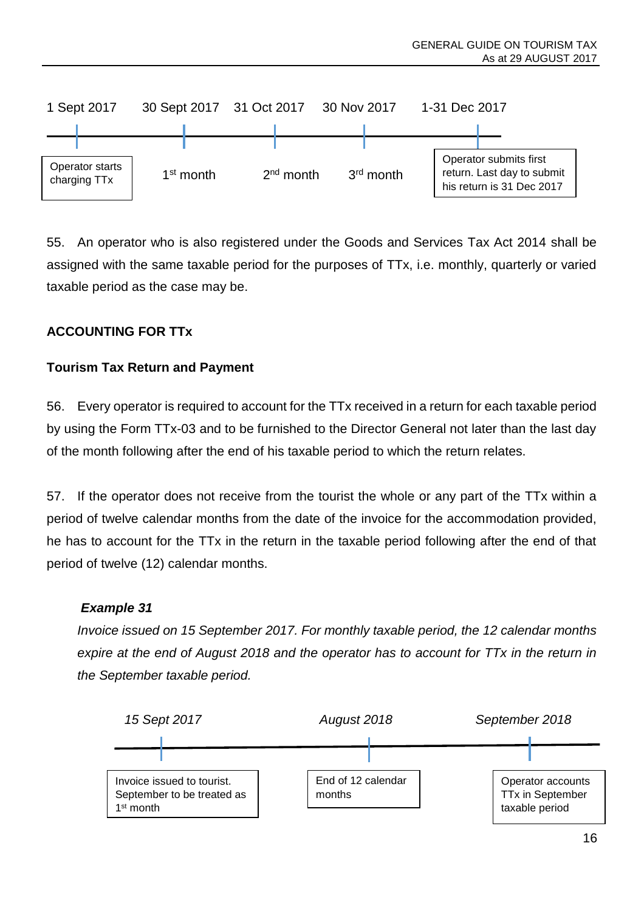| 1 Sept 2017 | 30 Sept 2017 | 31 Oct 2017 | 30 Nov 2017 | 1-31 Dec 2017 |
|---|---|---|---|---|
| Operator starts charging TTx | 1st month | 2nd month | 3rd month | Operator submits first return. Last day to submit his return is 31 Dec 2017 |

55. An operator who is also registered under the Goods and Services Tax Act 2014 shall be assigned with the same taxable period for the purposes of TTx, i.e. monthly, quarterly or varied taxable period as the case may be.

## ACCOUNTING FOR TTx

### Tourism Tax Return and Payment

56. Every operator is required to account for the TTx received in a return for each taxable period by using the Form TTx-03 and to be furnished to the Director General not later than the last day of the month following after the end of his taxable period to which the return relates.

57. If the operator does not receive from the tourist the whole or any part of the TTx within a period of twelve calendar months from the date of the invoice for the accommodation provided, he has to account for the TTx in the return in the taxable period following after the end of that period of twelve (12) calendar months.

***Example 31***

*Invoice issued on 15 September 2017. For monthly taxable period, the 12 calendar months expire at the end of August 2018 and the operator has to account for TTx in the return in the September taxable period.*

| *15 Sept 2017* | *August 2018* | *September 2018* |
|---|---|---|
| Invoice issued to tourist. September to be treated as 1st month | End of 12 calendar months | Operator accounts TTx in September taxable period |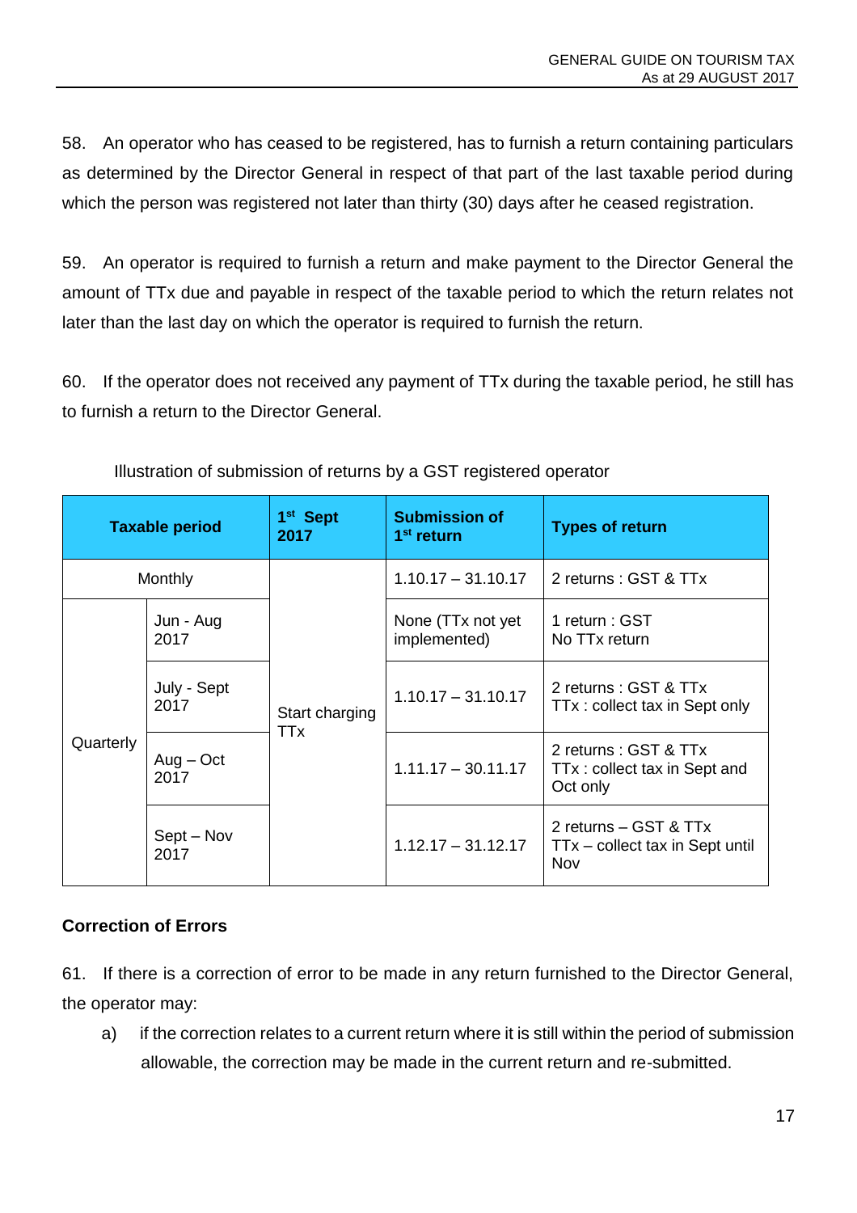58. An operator who has ceased to be registered, has to furnish a return containing particulars as determined by the Director General in respect of that part of the last taxable period during which the person was registered not later than thirty (30) days after he ceased registration.

59. An operator is required to furnish a return and make payment to the Director General the amount of TTx due and payable in respect of the taxable period to which the return relates not later than the last day on which the operator is required to furnish the return.

60. If the operator does not received any payment of TTx during the taxable period, he still has to furnish a return to the Director General.

Illustration of submission of returns by a GST registered operator

| Taxable period | | 1st Sept 2017 | Submission of 1st return | Types of return |
|---|---|---|---|---|
| Monthly | | Start charging TTx | 1.10.17 – 31.10.17 | 2 returns : GST & TTx |
| Quarterly | Jun - Aug 2017 | | None (TTx not yet implemented) | 1 return : GST<br>No TTx return |
| | July - Sept 2017 | | 1.10.17 – 31.10.17 | 2 returns : GST & TTx<br>TTx : collect tax in Sept only |
| | Aug – Oct 2017 | | 1.11.17 – 30.11.17 | 2 returns : GST & TTx<br>TTx : collect tax in Sept and Oct only |
| | Sept – Nov 2017 | | 1.12.17 – 31.12.17 | 2 returns – GST & TTx<br>TTx – collect tax in Sept until Nov |

**Correction of Errors**

61. If there is a correction of error to be made in any return furnished to the Director General, the operator may:

a) if the correction relates to a current return where it is still within the period of submission allowable, the correction may be made in the current return and re-submitted.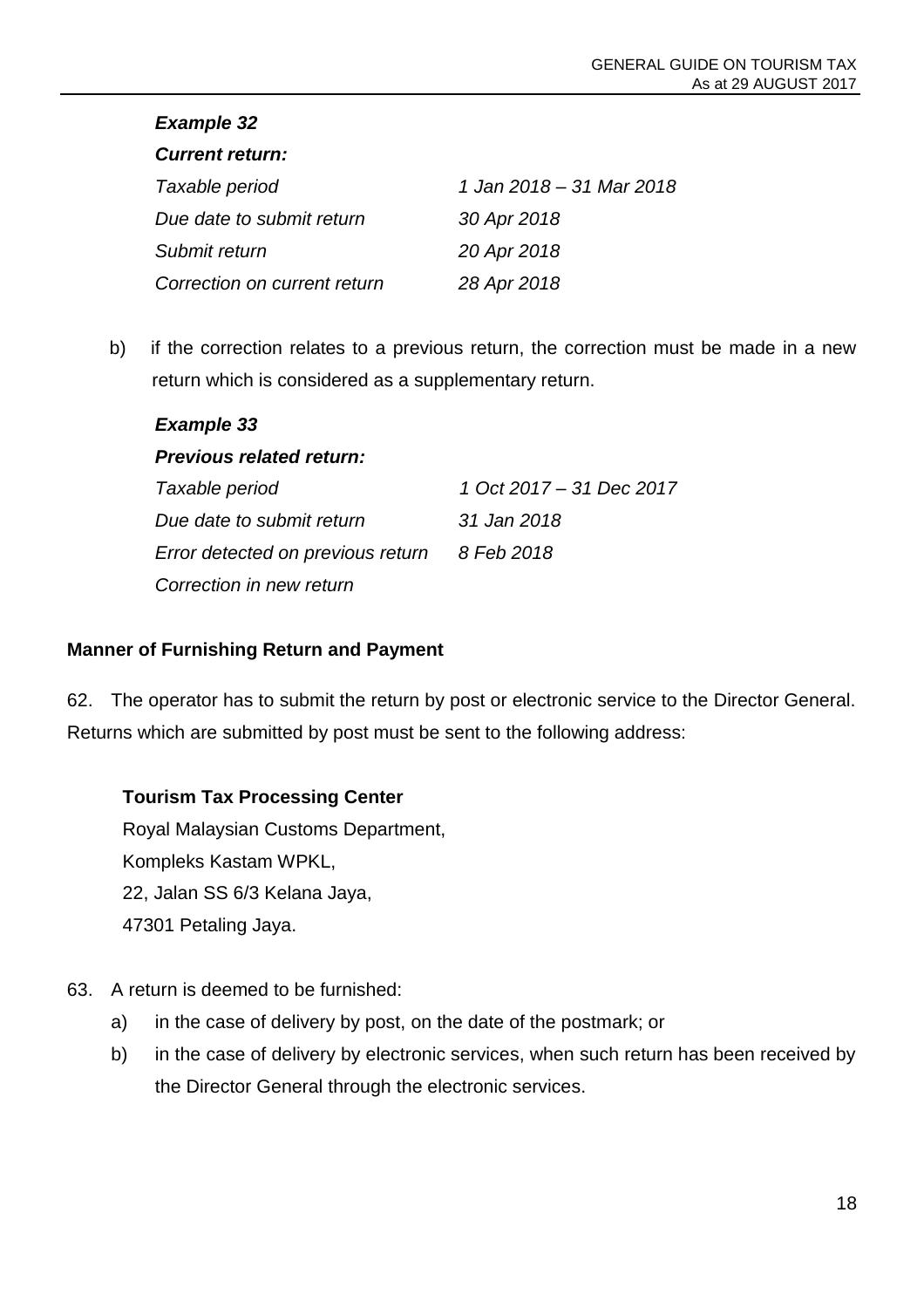***Example 32***

***Current return:***

| | |
|---|---|
| *Taxable period* | *1 Jan 2018 – 31 Mar 2018* |
| *Due date to submit return* | *30 Apr 2018* |
| *Submit return* | *20 Apr 2018* |
| *Correction on current return* | *28 Apr 2018* |

b) if the correction relates to a previous return, the correction must be made in a new return which is considered as a supplementary return.

***Example 33***

***Previous related return:***

| | |
|---|---|
| *Taxable period* | *1 Oct 2017 – 31 Dec 2017* |
| *Due date to submit return* | *31 Jan 2018* |
| *Error detected on previous return* | *8 Feb 2018* |
| *Correction in new return* | |

**Manner of Furnishing Return and Payment**

62. The operator has to submit the return by post or electronic service to the Director General. Returns which are submitted by post must be sent to the following address:

**Tourism Tax Processing Center**
Royal Malaysian Customs Department,
Kompleks Kastam WPKL,
22, Jalan SS 6/3 Kelana Jaya,
47301 Petaling Jaya.

63. A return is deemed to be furnished:

a) in the case of delivery by post, on the date of the postmark; or

b) in the case of delivery by electronic services, when such return has been received by the Director General through the electronic services.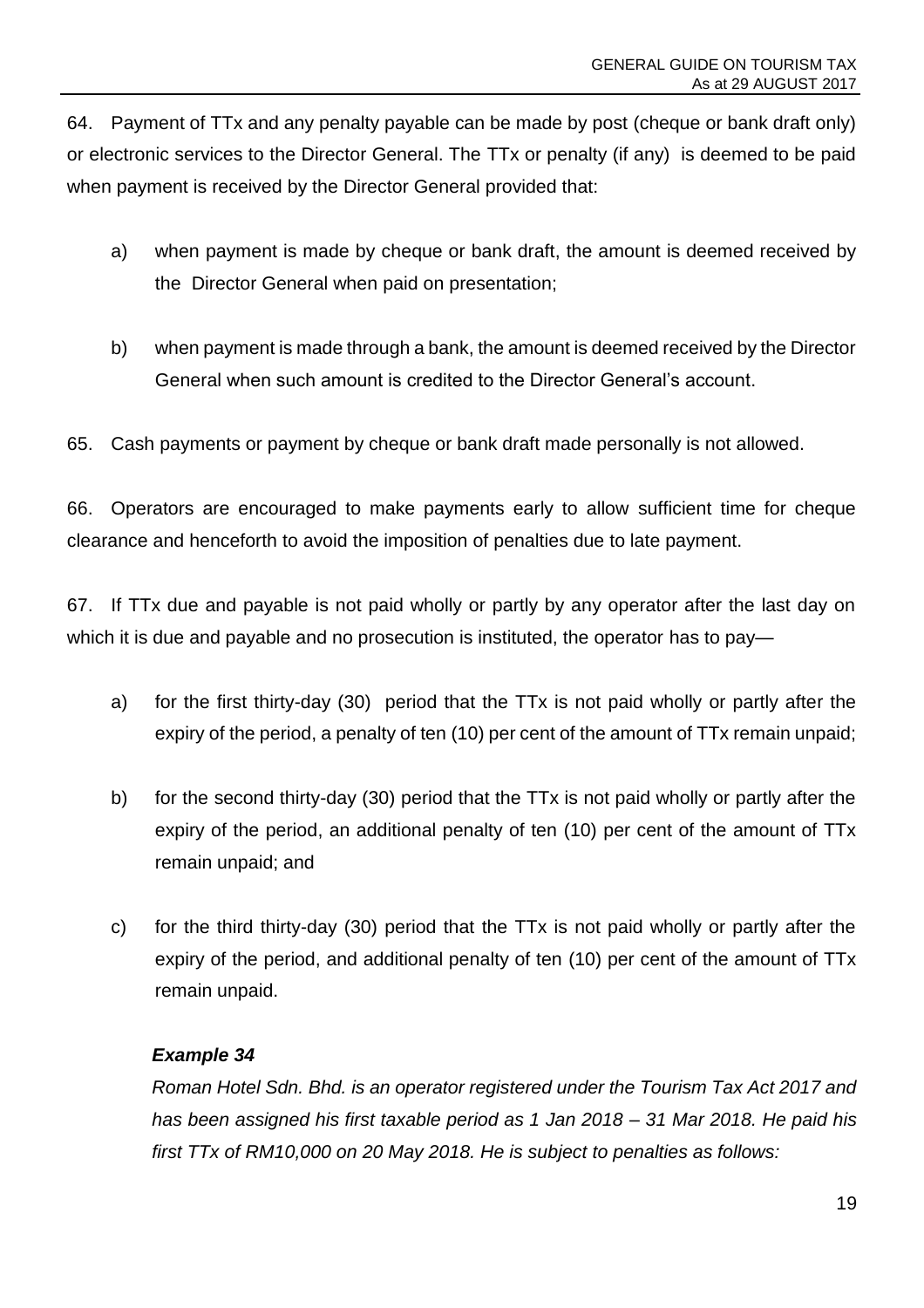64. Payment of TTx and any penalty payable can be made by post (cheque or bank draft only) or electronic services to the Director General. The TTx or penalty (if any) is deemed to be paid when payment is received by the Director General provided that:

a) when payment is made by cheque or bank draft, the amount is deemed received by the Director General when paid on presentation;

b) when payment is made through a bank, the amount is deemed received by the Director General when such amount is credited to the Director General's account.

65. Cash payments or payment by cheque or bank draft made personally is not allowed.

66. Operators are encouraged to make payments early to allow sufficient time for cheque clearance and henceforth to avoid the imposition of penalties due to late payment.

67. If TTx due and payable is not paid wholly or partly by any operator after the last day on which it is due and payable and no prosecution is instituted, the operator has to pay—

a) for the first thirty-day (30) period that the TTx is not paid wholly or partly after the expiry of the period, a penalty of ten (10) per cent of the amount of TTx remain unpaid;

b) for the second thirty-day (30) period that the TTx is not paid wholly or partly after the expiry of the period, an additional penalty of ten (10) per cent of the amount of TTx remain unpaid; and

c) for the third thirty-day (30) period that the TTx is not paid wholly or partly after the expiry of the period, and additional penalty of ten (10) per cent of the amount of TTx remain unpaid.

***Example 34***

*Roman Hotel Sdn. Bhd. is an operator registered under the Tourism Tax Act 2017 and has been assigned his first taxable period as 1 Jan 2018 – 31 Mar 2018. He paid his first TTx of RM10,000 on 20 May 2018. He is subject to penalties as follows:*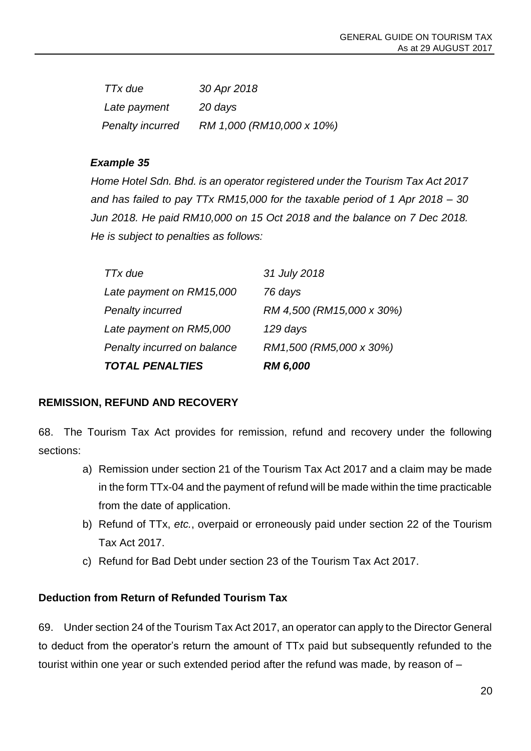| | |
|---|---|
| *TTx due* | *30 Apr 2018* |
| *Late payment* | *20 days* |
| *Penalty incurred* | *RM 1,000 (RM10,000 x 10%)* |

***Example 35***

*Home Hotel Sdn. Bhd. is an operator registered under the Tourism Tax Act 2017 and has failed to pay TTx RM15,000 for the taxable period of 1 Apr 2018 – 30 Jun 2018. He paid RM10,000 on 15 Oct 2018 and the balance on 7 Dec 2018. He is subject to penalties as follows:*

| | |
|---|---|
| *TTx due* | *31 July 2018* |
| *Late payment on RM15,000* | *76 days* |
| *Penalty incurred* | *RM 4,500 (RM15,000 x 30%)* |
| *Late payment on RM5,000* | *129 days* |
| *Penalty incurred on balance* | *RM1,500 (RM5,000 x 30%)* |
| ***TOTAL PENALTIES*** | ***RM 6,000*** |

**REMISSION, REFUND AND RECOVERY**

68. The Tourism Tax Act provides for remission, refund and recovery under the following sections:

a) Remission under section 21 of the Tourism Tax Act 2017 and a claim may be made in the form TTx-04 and the payment of refund will be made within the time practicable from the date of application.
b) Refund of TTx, *etc.*, overpaid or erroneously paid under section 22 of the Tourism Tax Act 2017.
c) Refund for Bad Debt under section 23 of the Tourism Tax Act 2017.

**Deduction from Return of Refunded Tourism Tax**

69. Under section 24 of the Tourism Tax Act 2017, an operator can apply to the Director General to deduct from the operator's return the amount of TTx paid but subsequently refunded to the tourist within one year or such extended period after the refund was made, by reason of –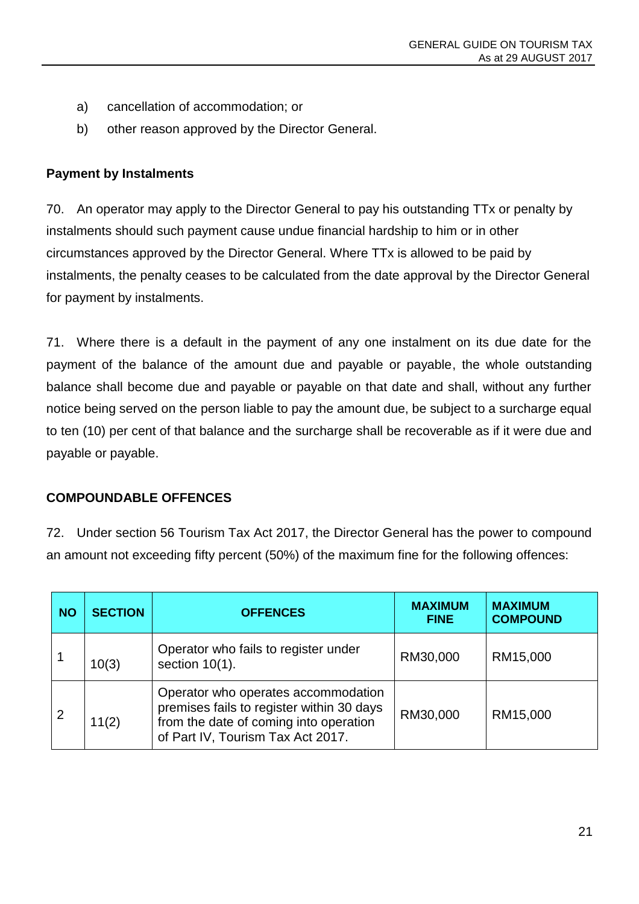a) cancellation of accommodation; or
b) other reason approved by the Director General.

**Payment by Instalments**

70. An operator may apply to the Director General to pay his outstanding TTx or penalty by instalments should such payment cause undue financial hardship to him or in other circumstances approved by the Director General. Where TTx is allowed to be paid by instalments, the penalty ceases to be calculated from the date approval by the Director General for payment by instalments.

71. Where there is a default in the payment of any one instalment on its due date for the payment of the balance of the amount due and payable or payable, the whole outstanding balance shall become due and payable or payable on that date and shall, without any further notice being served on the person liable to pay the amount due, be subject to a surcharge equal to ten (10) per cent of that balance and the surcharge shall be recoverable as if it were due and payable or payable.

**COMPOUNDABLE OFFENCES**

72. Under section 56 Tourism Tax Act 2017, the Director General has the power to compound an amount not exceeding fifty percent (50%) of the maximum fine for the following offences:

| NO | SECTION | OFFENCES | MAXIMUM FINE | MAXIMUM COMPOUND |
|---|---|---|---|---|
| 1 | 10(3) | Operator who fails to register under section 10(1). | RM30,000 | RM15,000 |
| 2 | 11(2) | Operator who operates accommodation premises fails to register within 30 days from the date of coming into operation of Part IV, Tourism Tax Act 2017. | RM30,000 | RM15,000 |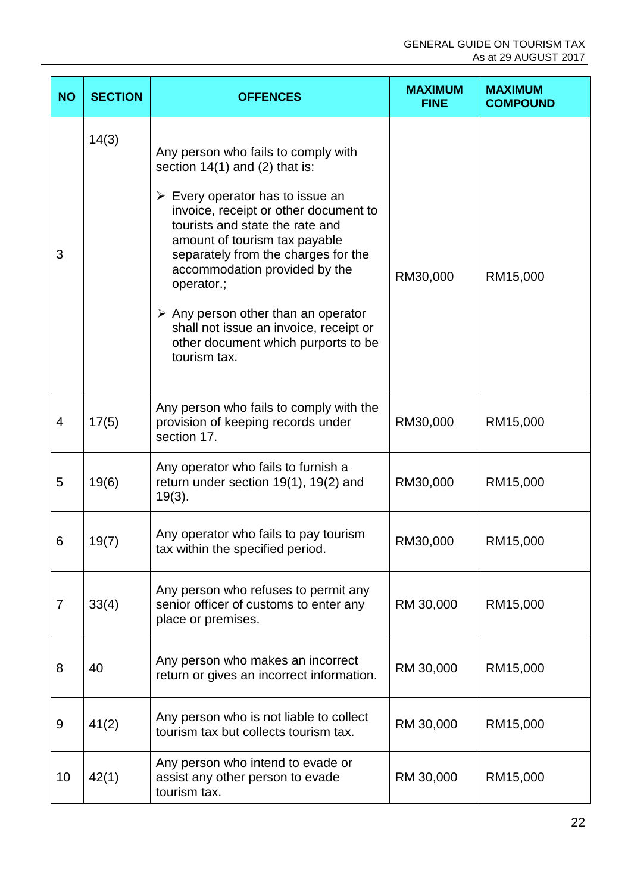| NO | SECTION | OFFENCES | MAXIMUM FINE | MAXIMUM COMPOUND |
|---|---|---|---|---|
| 3 | 14(3) | Any person who fails to comply with section 14(1) and (2) that is: <br>➢ Every operator has to issue an invoice, receipt or other document to tourists and state the rate and amount of tourism tax payable separately from the charges for the accommodation provided by the operator.; <br>➢ Any person other than an operator shall not issue an invoice, receipt or other document which purports to be tourism tax. | RM30,000 | RM15,000 |
| 4 | 17(5) | Any person who fails to comply with the provision of keeping records under section 17. | RM30,000 | RM15,000 |
| 5 | 19(6) | Any operator who fails to furnish a return under section 19(1), 19(2) and 19(3). | RM30,000 | RM15,000 |
| 6 | 19(7) | Any operator who fails to pay tourism tax within the specified period. | RM30,000 | RM15,000 |
| 7 | 33(4) | Any person who refuses to permit any senior officer of customs to enter any place or premises. | RM 30,000 | RM15,000 |
| 8 | 40 | Any person who makes an incorrect return or gives an incorrect information. | RM 30,000 | RM15,000 |
| 9 | 41(2) | Any person who is not liable to collect tourism tax but collects tourism tax. | RM 30,000 | RM15,000 |
| 10 | 42(1) | Any person who intend to evade or assist any other person to evade tourism tax. | RM 30,000 | RM15,000 |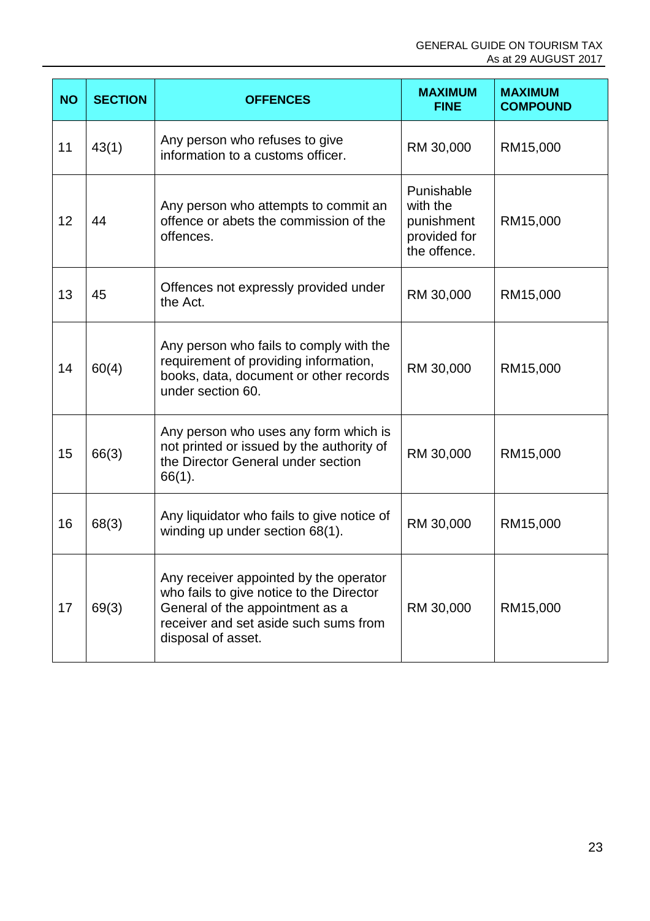| NO | SECTION | OFFENCES | MAXIMUM FINE | MAXIMUM COMPOUND |
|---|---|---|---|---|
| 11 | 43(1) | Any person who refuses to give information to a customs officer. | RM 30,000 | RM15,000 |
| 12 | 44 | Any person who attempts to commit an offence or abets the commission of the offences. | Punishable with the punishment provided for the offence. | RM15,000 |
| 13 | 45 | Offences not expressly provided under the Act. | RM 30,000 | RM15,000 |
| 14 | 60(4) | Any person who fails to comply with the requirement of providing information, books, data, document or other records under section 60. | RM 30,000 | RM15,000 |
| 15 | 66(3) | Any person who uses any form which is not printed or issued by the authority of the Director General under section 66(1). | RM 30,000 | RM15,000 |
| 16 | 68(3) | Any liquidator who fails to give notice of winding up under section 68(1). | RM 30,000 | RM15,000 |
| 17 | 69(3) | Any receiver appointed by the operator who fails to give notice to the Director General of the appointment as a receiver and set aside such sums from disposal of asset. | RM 30,000 | RM15,000 |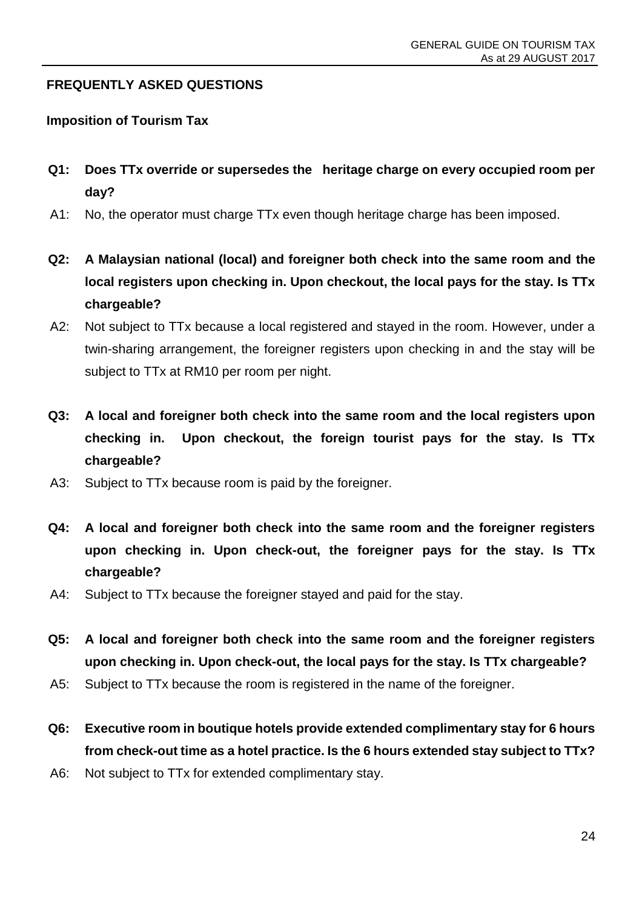## FREQUENTLY ASKED QUESTIONS

### Imposition of Tourism Tax

**Q1: Does TTx override or supersedes the heritage charge on every occupied room per day?**

A1: No, the operator must charge TTx even though heritage charge has been imposed.

**Q2: A Malaysian national (local) and foreigner both check into the same room and the local registers upon checking in. Upon checkout, the local pays for the stay. Is TTx chargeable?**

A2: Not subject to TTx because a local registered and stayed in the room. However, under a twin-sharing arrangement, the foreigner registers upon checking in and the stay will be subject to TTx at RM10 per room per night.

**Q3: A local and foreigner both check into the same room and the local registers upon checking in. Upon checkout, the foreign tourist pays for the stay. Is TTx chargeable?**

A3: Subject to TTx because room is paid by the foreigner.

**Q4: A local and foreigner both check into the same room and the foreigner registers upon checking in. Upon check-out, the foreigner pays for the stay. Is TTx chargeable?**

A4: Subject to TTx because the foreigner stayed and paid for the stay.

**Q5: A local and foreigner both check into the same room and the foreigner registers upon checking in. Upon check-out, the local pays for the stay. Is TTx chargeable?**

A5: Subject to TTx because the room is registered in the name of the foreigner.

**Q6: Executive room in boutique hotels provide extended complimentary stay for 6 hours from check-out time as a hotel practice. Is the 6 hours extended stay subject to TTx?**

A6: Not subject to TTx for extended complimentary stay.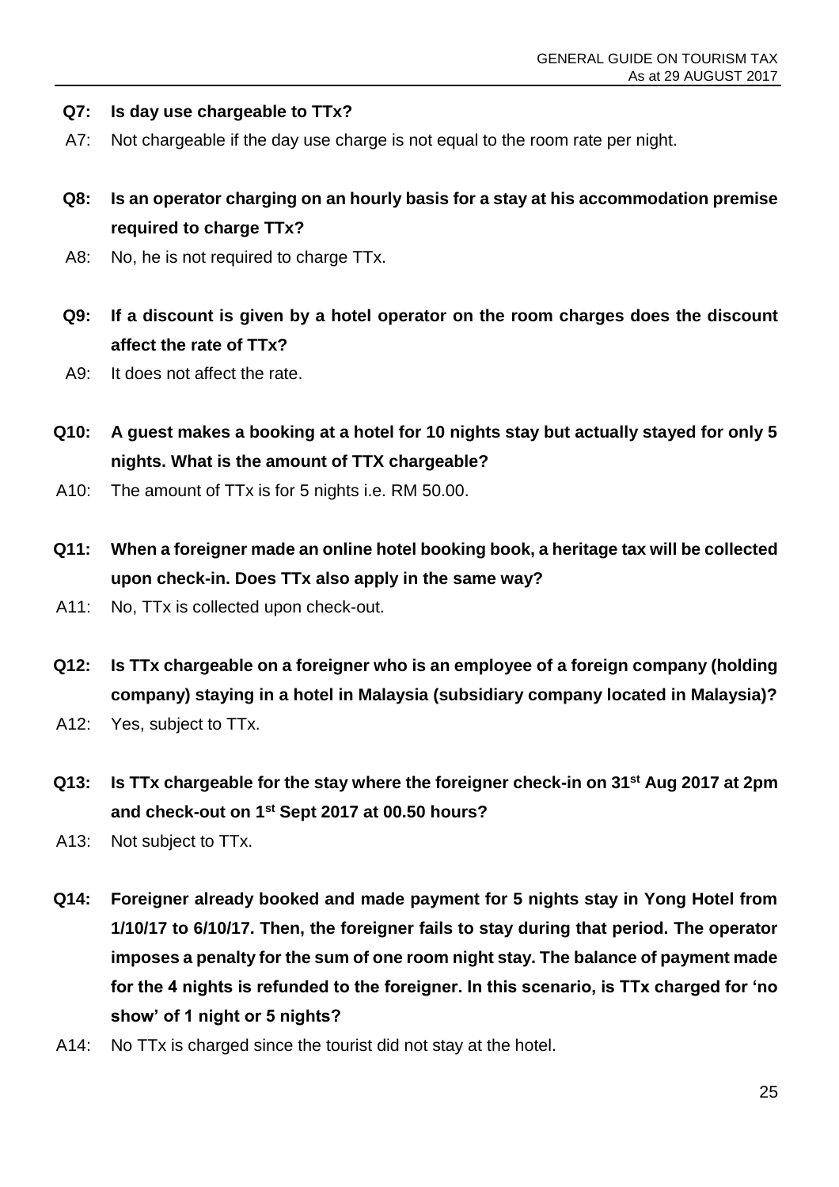**Q7: Is day use chargeable to TTx?**

A7: Not chargeable if the day use charge is not equal to the room rate per night.

**Q8: Is an operator charging on an hourly basis for a stay at his accommodation premise required to charge TTx?**

A8: No, he is not required to charge TTx.

**Q9: If a discount is given by a hotel operator on the room charges does the discount affect the rate of TTx?**

A9: It does not affect the rate.

**Q10: A guest makes a booking at a hotel for 10 nights stay but actually stayed for only 5 nights. What is the amount of TTX chargeable?**

A10: The amount of TTx is for 5 nights i.e. RM 50.00.

**Q11: When a foreigner made an online hotel booking book, a heritage tax will be collected upon check-in. Does TTx also apply in the same way?**

A11: No, TTx is collected upon check-out.

**Q12: Is TTx chargeable on a foreigner who is an employee of a foreign company (holding company) staying in a hotel in Malaysia (subsidiary company located in Malaysia)?**

A12: Yes, subject to TTx.

**Q13: Is TTx chargeable for the stay where the foreigner check-in on 31st Aug 2017 at 2pm and check-out on 1st Sept 2017 at 00.50 hours?**

A13: Not subject to TTx.

**Q14: Foreigner already booked and made payment for 5 nights stay in Yong Hotel from 1/10/17 to 6/10/17. Then, the foreigner fails to stay during that period. The operator imposes a penalty for the sum of one room night stay. The balance of payment made for the 4 nights is refunded to the foreigner. In this scenario, is TTx charged for 'no show' of 1 night or 5 nights?**

A14: No TTx is charged since the tourist did not stay at the hotel.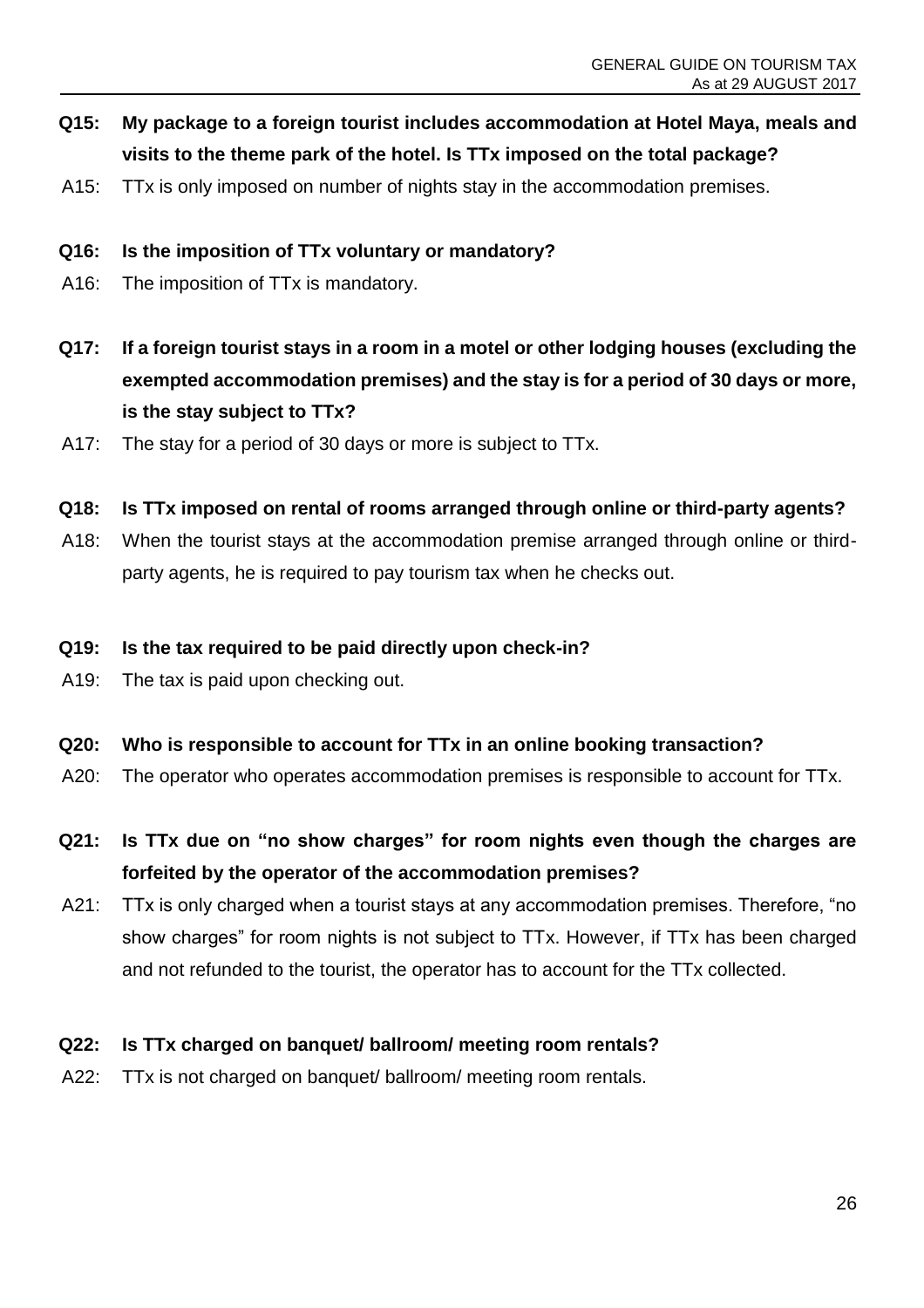**Q15: My package to a foreign tourist includes accommodation at Hotel Maya, meals and visits to the theme park of the hotel. Is TTx imposed on the total package?**

A15: TTx is only imposed on number of nights stay in the accommodation premises.

**Q16: Is the imposition of TTx voluntary or mandatory?**

A16: The imposition of TTx is mandatory.

**Q17: If a foreign tourist stays in a room in a motel or other lodging houses (excluding the exempted accommodation premises) and the stay is for a period of 30 days or more, is the stay subject to TTx?**

A17: The stay for a period of 30 days or more is subject to TTx.

**Q18: Is TTx imposed on rental of rooms arranged through online or third-party agents?**

A18: When the tourist stays at the accommodation premise arranged through online or third-party agents, he is required to pay tourism tax when he checks out.

**Q19: Is the tax required to be paid directly upon check-in?**

A19: The tax is paid upon checking out.

**Q20: Who is responsible to account for TTx in an online booking transaction?**

A20: The operator who operates accommodation premises is responsible to account for TTx.

**Q21: Is TTx due on "no show charges" for room nights even though the charges are forfeited by the operator of the accommodation premises?**

A21: TTx is only charged when a tourist stays at any accommodation premises. Therefore, "no show charges" for room nights is not subject to TTx. However, if TTx has been charged and not refunded to the tourist, the operator has to account for the TTx collected.

**Q22: Is TTx charged on banquet/ ballroom/ meeting room rentals?**

A22: TTx is not charged on banquet/ ballroom/ meeting room rentals.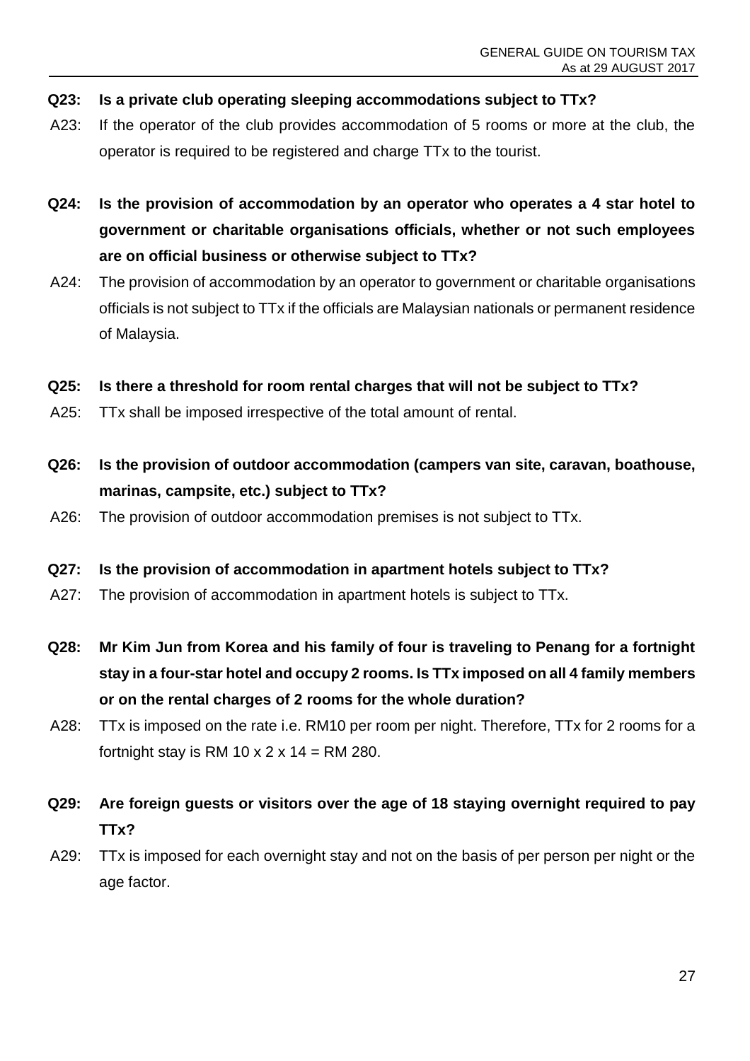**Q23: Is a private club operating sleeping accommodations subject to TTx?**

A23: If the operator of the club provides accommodation of 5 rooms or more at the club, the operator is required to be registered and charge TTx to the tourist.

**Q24: Is the provision of accommodation by an operator who operates a 4 star hotel to government or charitable organisations officials, whether or not such employees are on official business or otherwise subject to TTx?**

A24: The provision of accommodation by an operator to government or charitable organisations officials is not subject to TTx if the officials are Malaysian nationals or permanent residence of Malaysia.

**Q25: Is there a threshold for room rental charges that will not be subject to TTx?**

A25: TTx shall be imposed irrespective of the total amount of rental.

**Q26: Is the provision of outdoor accommodation (campers van site, caravan, boathouse, marinas, campsite, etc.) subject to TTx?**

A26: The provision of outdoor accommodation premises is not subject to TTx.

**Q27: Is the provision of accommodation in apartment hotels subject to TTx?**

A27: The provision of accommodation in apartment hotels is subject to TTx.

**Q28: Mr Kim Jun from Korea and his family of four is traveling to Penang for a fortnight stay in a four-star hotel and occupy 2 rooms. Is TTx imposed on all 4 family members or on the rental charges of 2 rooms for the whole duration?**

A28: TTx is imposed on the rate i.e. RM10 per room per night. Therefore, TTx for 2 rooms for a fortnight stay is RM 10 x 2 x 14 = RM 280.

**Q29: Are foreign guests or visitors over the age of 18 staying overnight required to pay TTx?**

A29: TTx is imposed for each overnight stay and not on the basis of per person per night or the age factor.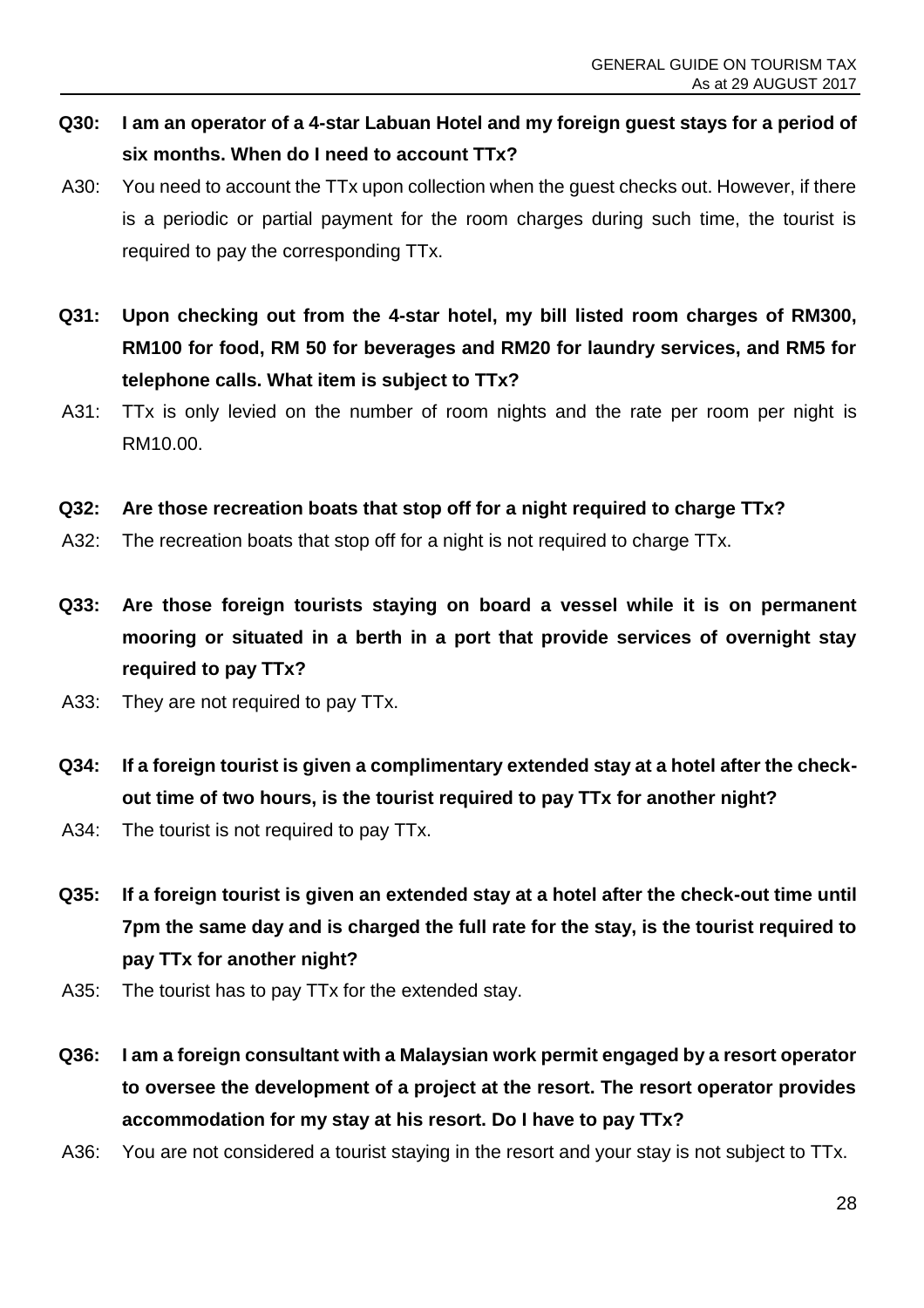**Q30: I am an operator of a 4-star Labuan Hotel and my foreign guest stays for a period of six months. When do I need to account TTx?**

A30: You need to account the TTx upon collection when the guest checks out. However, if there is a periodic or partial payment for the room charges during such time, the tourist is required to pay the corresponding TTx.

**Q31: Upon checking out from the 4-star hotel, my bill listed room charges of RM300, RM100 for food, RM 50 for beverages and RM20 for laundry services, and RM5 for telephone calls. What item is subject to TTx?**

A31: TTx is only levied on the number of room nights and the rate per room per night is RM10.00.

**Q32: Are those recreation boats that stop off for a night required to charge TTx?**

A32: The recreation boats that stop off for a night is not required to charge TTx.

**Q33: Are those foreign tourists staying on board a vessel while it is on permanent mooring or situated in a berth in a port that provide services of overnight stay required to pay TTx?**

A33: They are not required to pay TTx.

**Q34: If a foreign tourist is given a complimentary extended stay at a hotel after the check-out time of two hours, is the tourist required to pay TTx for another night?**

A34: The tourist is not required to pay TTx.

**Q35: If a foreign tourist is given an extended stay at a hotel after the check-out time until 7pm the same day and is charged the full rate for the stay, is the tourist required to pay TTx for another night?**

A35: The tourist has to pay TTx for the extended stay.

**Q36: I am a foreign consultant with a Malaysian work permit engaged by a resort operator to oversee the development of a project at the resort. The resort operator provides accommodation for my stay at his resort. Do I have to pay TTx?**

A36: You are not considered a tourist staying in the resort and your stay is not subject to TTx.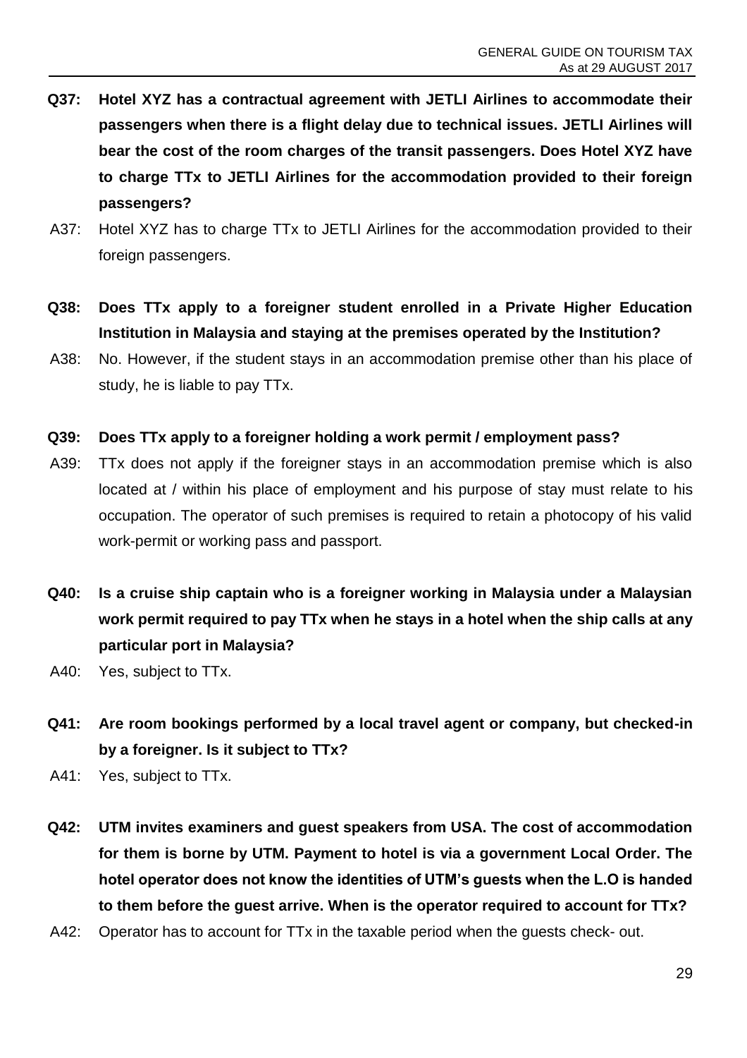**Q37: Hotel XYZ has a contractual agreement with JETLI Airlines to accommodate their passengers when there is a flight delay due to technical issues. JETLI Airlines will bear the cost of the room charges of the transit passengers. Does Hotel XYZ have to charge TTx to JETLI Airlines for the accommodation provided to their foreign passengers?**

A37: Hotel XYZ has to charge TTx to JETLI Airlines for the accommodation provided to their foreign passengers.

**Q38: Does TTx apply to a foreigner student enrolled in a Private Higher Education Institution in Malaysia and staying at the premises operated by the Institution?**

A38: No. However, if the student stays in an accommodation premise other than his place of study, he is liable to pay TTx.

**Q39: Does TTx apply to a foreigner holding a work permit / employment pass?**

A39: TTx does not apply if the foreigner stays in an accommodation premise which is also located at / within his place of employment and his purpose of stay must relate to his occupation. The operator of such premises is required to retain a photocopy of his valid work-permit or working pass and passport.

**Q40: Is a cruise ship captain who is a foreigner working in Malaysia under a Malaysian work permit required to pay TTx when he stays in a hotel when the ship calls at any particular port in Malaysia?**

A40: Yes, subject to TTx.

**Q41: Are room bookings performed by a local travel agent or company, but checked-in by a foreigner. Is it subject to TTx?**

A41: Yes, subject to TTx.

**Q42: UTM invites examiners and guest speakers from USA. The cost of accommodation for them is borne by UTM. Payment to hotel is via a government Local Order. The hotel operator does not know the identities of UTM's guests when the L.O is handed to them before the guest arrive. When is the operator required to account for TTx?**

A42: Operator has to account for TTx in the taxable period when the guests check- out.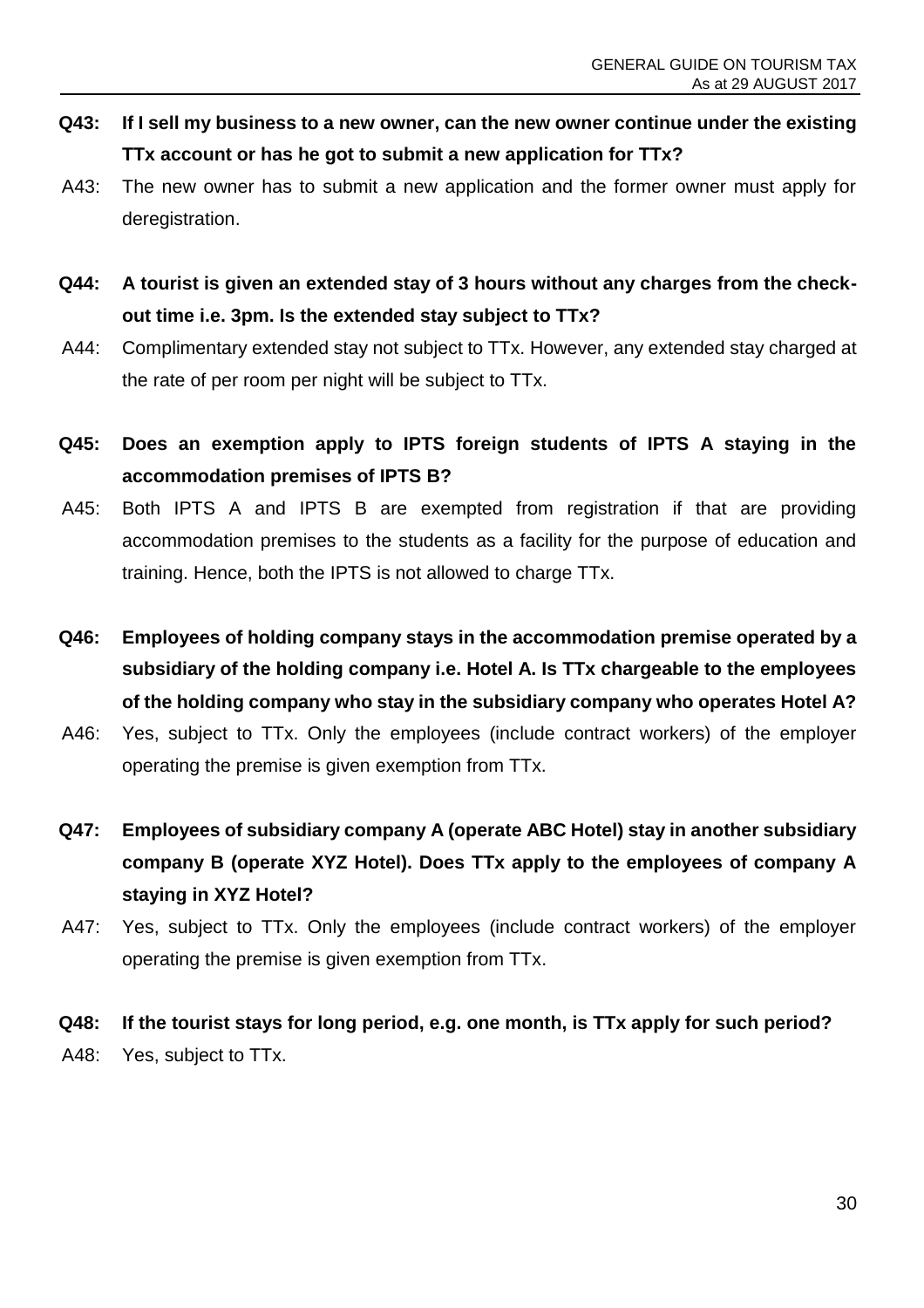**Q43: If I sell my business to a new owner, can the new owner continue under the existing TTx account or has he got to submit a new application for TTx?**

A43: The new owner has to submit a new application and the former owner must apply for deregistration.

**Q44: A tourist is given an extended stay of 3 hours without any charges from the check-out time i.e. 3pm. Is the extended stay subject to TTx?**

A44: Complimentary extended stay not subject to TTx. However, any extended stay charged at the rate of per room per night will be subject to TTx.

**Q45: Does an exemption apply to IPTS foreign students of IPTS A staying in the accommodation premises of IPTS B?**

A45: Both IPTS A and IPTS B are exempted from registration if that are providing accommodation premises to the students as a facility for the purpose of education and training. Hence, both the IPTS is not allowed to charge TTx.

**Q46: Employees of holding company stays in the accommodation premise operated by a subsidiary of the holding company i.e. Hotel A. Is TTx chargeable to the employees of the holding company who stay in the subsidiary company who operates Hotel A?**

A46: Yes, subject to TTx. Only the employees (include contract workers) of the employer operating the premise is given exemption from TTx.

**Q47: Employees of subsidiary company A (operate ABC Hotel) stay in another subsidiary company B (operate XYZ Hotel). Does TTx apply to the employees of company A staying in XYZ Hotel?**

A47: Yes, subject to TTx. Only the employees (include contract workers) of the employer operating the premise is given exemption from TTx.

**Q48: If the tourist stays for long period, e.g. one month, is TTx apply for such period?**

A48: Yes, subject to TTx.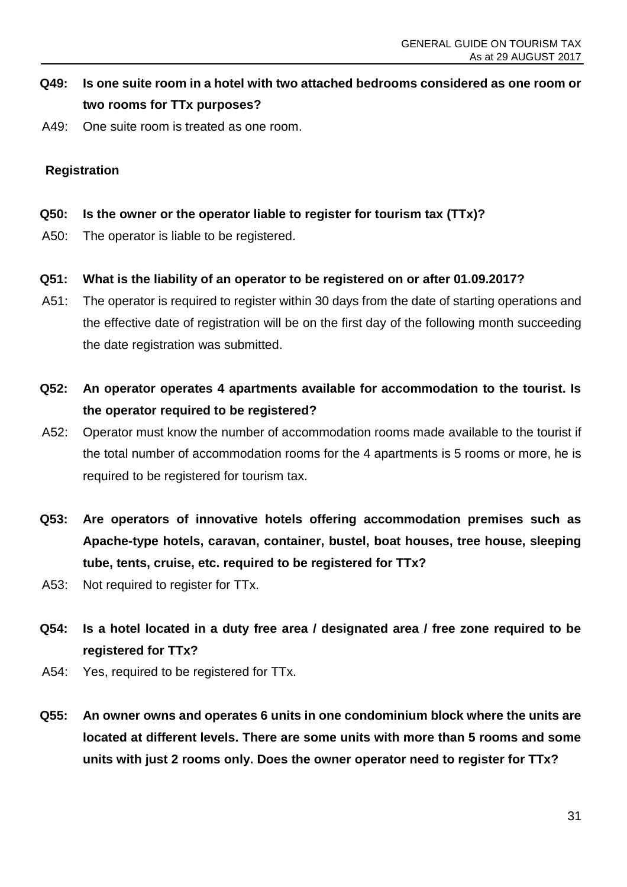**Q49: Is one suite room in a hotel with two attached bedrooms considered as one room or two rooms for TTx purposes?**

A49: One suite room is treated as one room.

**Registration**

**Q50: Is the owner or the operator liable to register for tourism tax (TTx)?**

A50: The operator is liable to be registered.

**Q51: What is the liability of an operator to be registered on or after 01.09.2017?**

A51: The operator is required to register within 30 days from the date of starting operations and the effective date of registration will be on the first day of the following month succeeding the date registration was submitted.

**Q52: An operator operates 4 apartments available for accommodation to the tourist. Is the operator required to be registered?**

A52: Operator must know the number of accommodation rooms made available to the tourist if the total number of accommodation rooms for the 4 apartments is 5 rooms or more, he is required to be registered for tourism tax.

**Q53: Are operators of innovative hotels offering accommodation premises such as Apache-type hotels, caravan, container, bustel, boat houses, tree house, sleeping tube, tents, cruise, etc. required to be registered for TTx?**

A53: Not required to register for TTx.

**Q54: Is a hotel located in a duty free area / designated area / free zone required to be registered for TTx?**

A54: Yes, required to be registered for TTx.

**Q55: An owner owns and operates 6 units in one condominium block where the units are located at different levels. There are some units with more than 5 rooms and some units with just 2 rooms only. Does the owner operator need to register for TTx?**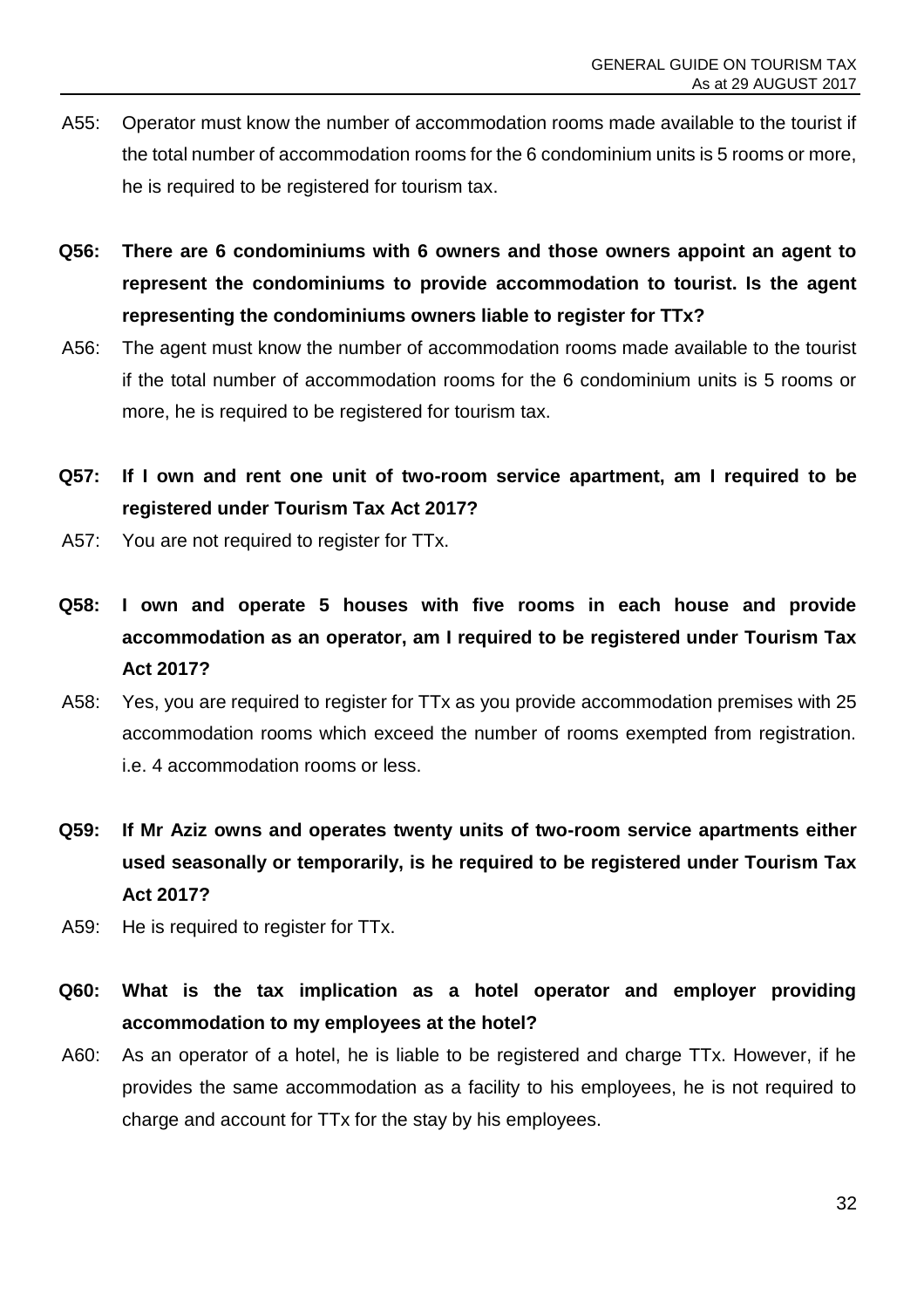A55: Operator must know the number of accommodation rooms made available to the tourist if the total number of accommodation rooms for the 6 condominium units is 5 rooms or more, he is required to be registered for tourism tax.

**Q56: There are 6 condominiums with 6 owners and those owners appoint an agent to represent the condominiums to provide accommodation to tourist. Is the agent representing the condominiums owners liable to register for TTx?**

A56: The agent must know the number of accommodation rooms made available to the tourist if the total number of accommodation rooms for the 6 condominium units is 5 rooms or more, he is required to be registered for tourism tax.

**Q57: If I own and rent one unit of two-room service apartment, am I required to be registered under Tourism Tax Act 2017?**

A57: You are not required to register for TTx.

**Q58: I own and operate 5 houses with five rooms in each house and provide accommodation as an operator, am I required to be registered under Tourism Tax Act 2017?**

A58: Yes, you are required to register for TTx as you provide accommodation premises with 25 accommodation rooms which exceed the number of rooms exempted from registration. i.e. 4 accommodation rooms or less.

**Q59: If Mr Aziz owns and operates twenty units of two-room service apartments either used seasonally or temporarily, is he required to be registered under Tourism Tax Act 2017?**

A59: He is required to register for TTx.

**Q60: What is the tax implication as a hotel operator and employer providing accommodation to my employees at the hotel?**

A60: As an operator of a hotel, he is liable to be registered and charge TTx. However, if he provides the same accommodation as a facility to his employees, he is not required to charge and account for TTx for the stay by his employees.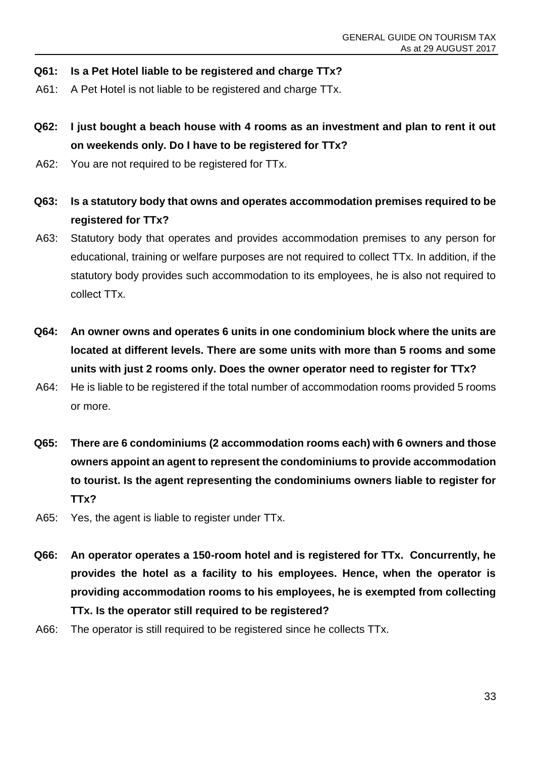**Q61: Is a Pet Hotel liable to be registered and charge TTx?**

A61: A Pet Hotel is not liable to be registered and charge TTx.

**Q62: I just bought a beach house with 4 rooms as an investment and plan to rent it out on weekends only. Do I have to be registered for TTx?**

A62: You are not required to be registered for TTx.

**Q63: Is a statutory body that owns and operates accommodation premises required to be registered for TTx?**

A63: Statutory body that operates and provides accommodation premises to any person for educational, training or welfare purposes are not required to collect TTx. In addition, if the statutory body provides such accommodation to its employees, he is also not required to collect TTx.

**Q64: An owner owns and operates 6 units in one condominium block where the units are located at different levels. There are some units with more than 5 rooms and some units with just 2 rooms only. Does the owner operator need to register for TTx?**

A64: He is liable to be registered if the total number of accommodation rooms provided 5 rooms or more.

**Q65: There are 6 condominiums (2 accommodation rooms each) with 6 owners and those owners appoint an agent to represent the condominiums to provide accommodation to tourist. Is the agent representing the condominiums owners liable to register for TTx?**

A65: Yes, the agent is liable to register under TTx.

**Q66: An operator operates a 150-room hotel and is registered for TTx. Concurrently, he provides the hotel as a facility to his employees. Hence, when the operator is providing accommodation rooms to his employees, he is exempted from collecting TTx. Is the operator still required to be registered?**

A66: The operator is still required to be registered since he collects TTx.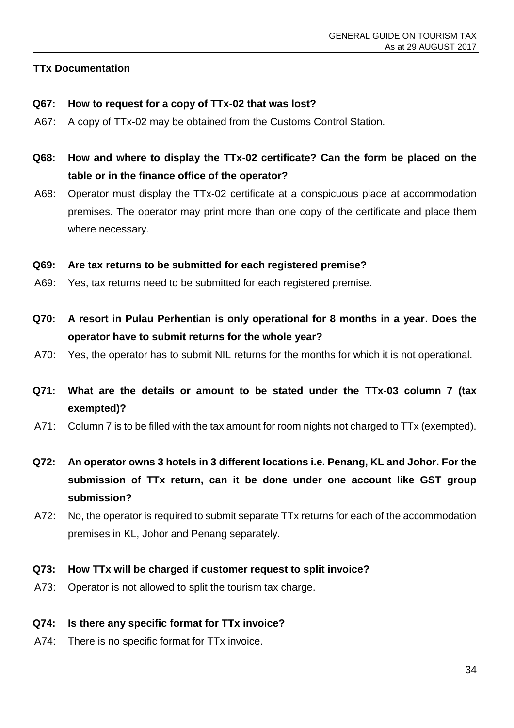## TTx Documentation

**Q67: How to request for a copy of TTx-02 that was lost?**

A67: A copy of TTx-02 may be obtained from the Customs Control Station.

**Q68: How and where to display the TTx-02 certificate? Can the form be placed on the table or in the finance office of the operator?**

A68: Operator must display the TTx-02 certificate at a conspicuous place at accommodation premises. The operator may print more than one copy of the certificate and place them where necessary.

**Q69: Are tax returns to be submitted for each registered premise?**

A69: Yes, tax returns need to be submitted for each registered premise.

**Q70: A resort in Pulau Perhentian is only operational for 8 months in a year. Does the operator have to submit returns for the whole year?**

A70: Yes, the operator has to submit NIL returns for the months for which it is not operational.

**Q71: What are the details or amount to be stated under the TTx-03 column 7 (tax exempted)?**

A71: Column 7 is to be filled with the tax amount for room nights not charged to TTx (exempted).

**Q72: An operator owns 3 hotels in 3 different locations i.e. Penang, KL and Johor. For the submission of TTx return, can it be done under one account like GST group submission?**

A72: No, the operator is required to submit separate TTx returns for each of the accommodation premises in KL, Johor and Penang separately.

**Q73: How TTx will be charged if customer request to split invoice?**

A73: Operator is not allowed to split the tourism tax charge.

**Q74: Is there any specific format for TTx invoice?**

A74: There is no specific format for TTx invoice.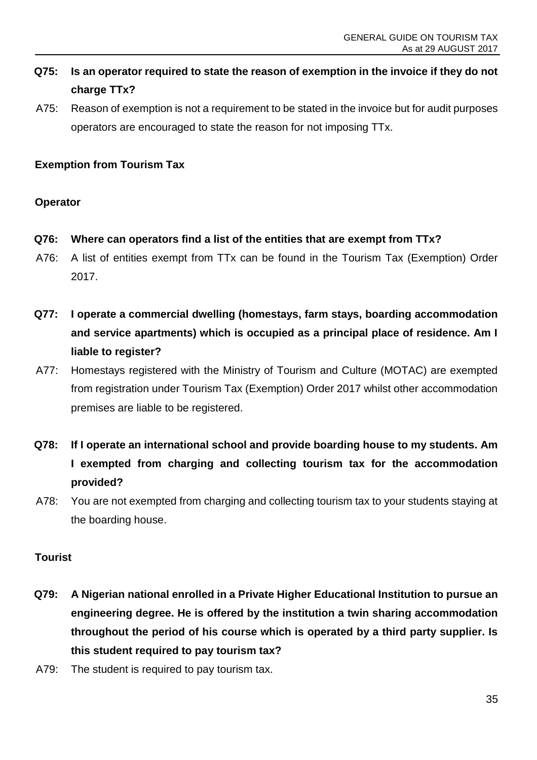**Q75: Is an operator required to state the reason of exemption in the invoice if they do not charge TTx?**

A75: Reason of exemption is not a requirement to be stated in the invoice but for audit purposes operators are encouraged to state the reason for not imposing TTx.

## Exemption from Tourism Tax

### Operator

**Q76: Where can operators find a list of the entities that are exempt from TTx?**

A76: A list of entities exempt from TTx can be found in the Tourism Tax (Exemption) Order 2017.

**Q77: I operate a commercial dwelling (homestays, farm stays, boarding accommodation and service apartments) which is occupied as a principal place of residence. Am I liable to register?**

A77: Homestays registered with the Ministry of Tourism and Culture (MOTAC) are exempted from registration under Tourism Tax (Exemption) Order 2017 whilst other accommodation premises are liable to be registered.

**Q78: If I operate an international school and provide boarding house to my students. Am I exempted from charging and collecting tourism tax for the accommodation provided?**

A78: You are not exempted from charging and collecting tourism tax to your students staying at the boarding house.

### Tourist

**Q79: A Nigerian national enrolled in a Private Higher Educational Institution to pursue an engineering degree. He is offered by the institution a twin sharing accommodation throughout the period of his course which is operated by a third party supplier. Is this student required to pay tourism tax?**

A79: The student is required to pay tourism tax.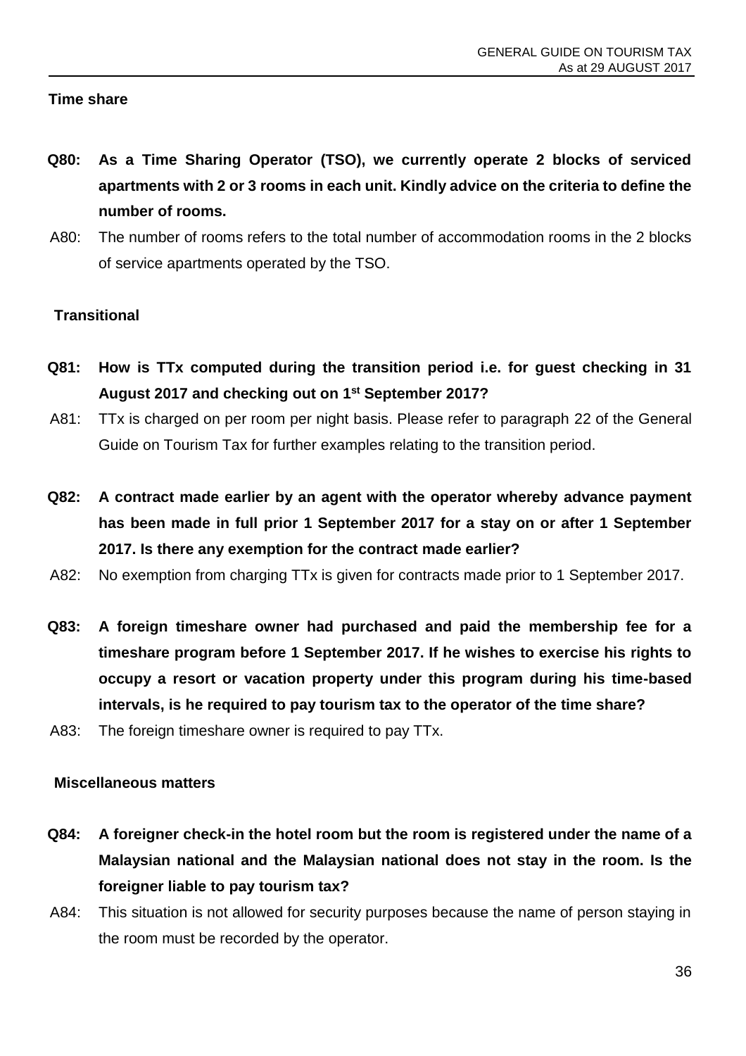**Time share**

**Q80: As a Time Sharing Operator (TSO), we currently operate 2 blocks of serviced apartments with 2 or 3 rooms in each unit. Kindly advice on the criteria to define the number of rooms.**

A80: The number of rooms refers to the total number of accommodation rooms in the 2 blocks of service apartments operated by the TSO.

**Transitional**

**Q81: How is TTx computed during the transition period i.e. for guest checking in 31 August 2017 and checking out on 1st September 2017?**

A81: TTx is charged on per room per night basis. Please refer to paragraph 22 of the General Guide on Tourism Tax for further examples relating to the transition period.

**Q82: A contract made earlier by an agent with the operator whereby advance payment has been made in full prior 1 September 2017 for a stay on or after 1 September 2017. Is there any exemption for the contract made earlier?**

A82: No exemption from charging TTx is given for contracts made prior to 1 September 2017.

**Q83: A foreign timeshare owner had purchased and paid the membership fee for a timeshare program before 1 September 2017. If he wishes to exercise his rights to occupy a resort or vacation property under this program during his time-based intervals, is he required to pay tourism tax to the operator of the time share?**

A83: The foreign timeshare owner is required to pay TTx.

**Miscellaneous matters**

**Q84: A foreigner check-in the hotel room but the room is registered under the name of a Malaysian national and the Malaysian national does not stay in the room. Is the foreigner liable to pay tourism tax?**

A84: This situation is not allowed for security purposes because the name of person staying in the room must be recorded by the operator.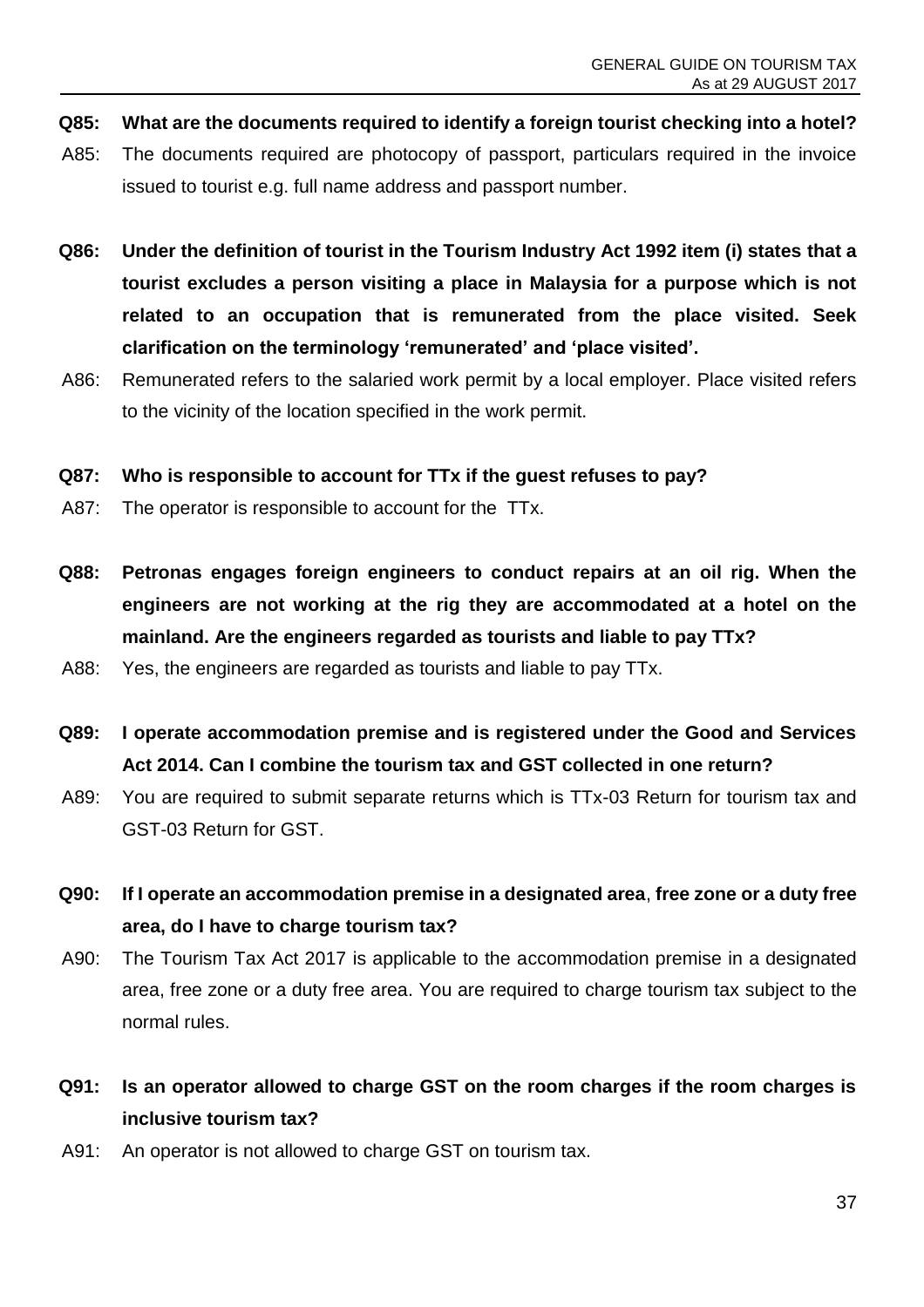**Q85: What are the documents required to identify a foreign tourist checking into a hotel?**

A85: The documents required are photocopy of passport, particulars required in the invoice issued to tourist e.g. full name address and passport number.

**Q86: Under the definition of tourist in the Tourism Industry Act 1992 item (i) states that a tourist excludes a person visiting a place in Malaysia for a purpose which is not related to an occupation that is remunerated from the place visited. Seek clarification on the terminology 'remunerated' and 'place visited'.**

A86: Remunerated refers to the salaried work permit by a local employer. Place visited refers to the vicinity of the location specified in the work permit.

**Q87: Who is responsible to account for TTx if the guest refuses to pay?**

A87: The operator is responsible to account for the TTx.

**Q88: Petronas engages foreign engineers to conduct repairs at an oil rig. When the engineers are not working at the rig they are accommodated at a hotel on the mainland. Are the engineers regarded as tourists and liable to pay TTx?**

A88: Yes, the engineers are regarded as tourists and liable to pay TTx.

**Q89: I operate accommodation premise and is registered under the Good and Services Act 2014. Can I combine the tourism tax and GST collected in one return?**

A89: You are required to submit separate returns which is TTx-03 Return for tourism tax and GST-03 Return for GST.

**Q90: If I operate an accommodation premise in a designated area, free zone or a duty free area, do I have to charge tourism tax?**

A90: The Tourism Tax Act 2017 is applicable to the accommodation premise in a designated area, free zone or a duty free area. You are required to charge tourism tax subject to the normal rules.

**Q91: Is an operator allowed to charge GST on the room charges if the room charges is inclusive tourism tax?**

A91: An operator is not allowed to charge GST on tourism tax.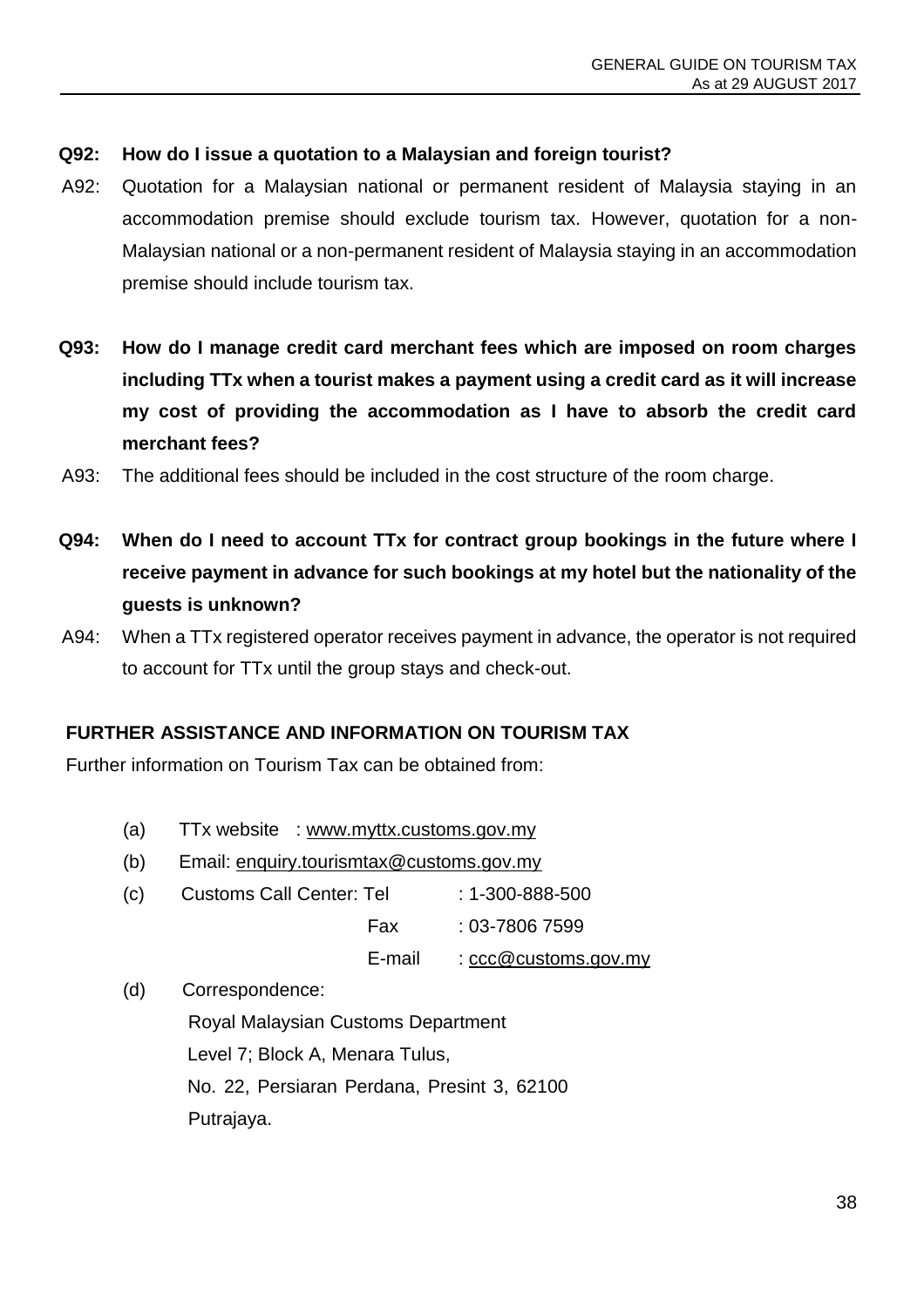**Q92: How do I issue a quotation to a Malaysian and foreign tourist?**

A92: Quotation for a Malaysian national or permanent resident of Malaysia staying in an accommodation premise should exclude tourism tax. However, quotation for a non-Malaysian national or a non-permanent resident of Malaysia staying in an accommodation premise should include tourism tax.

**Q93: How do I manage credit card merchant fees which are imposed on room charges including TTx when a tourist makes a payment using a credit card as it will increase my cost of providing the accommodation as I have to absorb the credit card merchant fees?**

A93: The additional fees should be included in the cost structure of the room charge.

**Q94: When do I need to account TTx for contract group bookings in the future where I receive payment in advance for such bookings at my hotel but the nationality of the guests is unknown?**

A94: When a TTx registered operator receives payment in advance, the operator is not required to account for TTx until the group stays and check-out.

## FURTHER ASSISTANCE AND INFORMATION ON TOURISM TAX

Further information on Tourism Tax can be obtained from:

(a) TTx website : www.myttx.customs.gov.my

(b) Email: enquiry.tourismtax@customs.gov.my

(c) Customs Call Center: Tel : 1-300-888-500
Fax : 03-7806 7599
E-mail : ccc@customs.gov.my

(d) Correspondence:
Royal Malaysian Customs Department
Level 7; Block A, Menara Tulus,
No. 22, Persiaran Perdana, Presint 3, 62100
Putrajaya.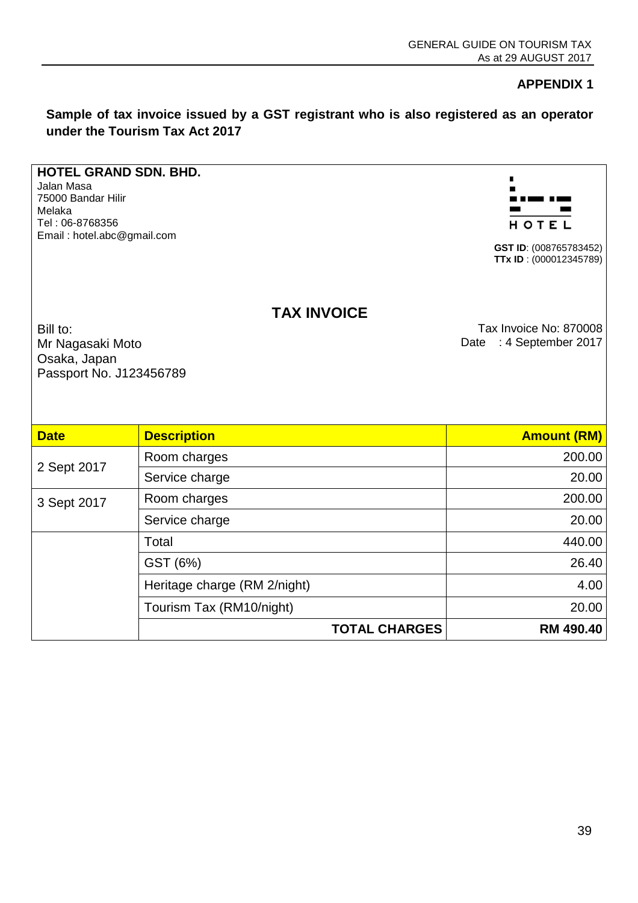## APPENDIX 1

**Sample of tax invoice issued by a GST registrant who is also registered as an operator under the Tourism Tax Act 2017**

**HOTEL GRAND SDN. BHD.**
Jalan Masa
75000 Bandar Hilir
Melaka
Tel : 06-8768356
Email : hotel.abc@gmail.com

HOTEL

**GST ID**: (008765783452)
**TTx ID** : (000012345789)

### TAX INVOICE

Bill to:
Mr Nagasaki Moto
Osaka, Japan
Passport No. J123456789

Tax Invoice No: 870008
Date : 4 September 2017

| Date | Description | Amount (RM) |
|---|---|---|
| 2 Sept 2017 | Room charges | 200.00 |
| | Service charge | 20.00 |
| 3 Sept 2017 | Room charges | 200.00 |
| | Service charge | 20.00 |
| | Total | 440.00 |
| | GST (6%) | 26.40 |
| | Heritage charge (RM 2/night) | 4.00 |
| | Tourism Tax (RM10/night) | 20.00 |
| | **TOTAL CHARGES** | **RM 490.40** |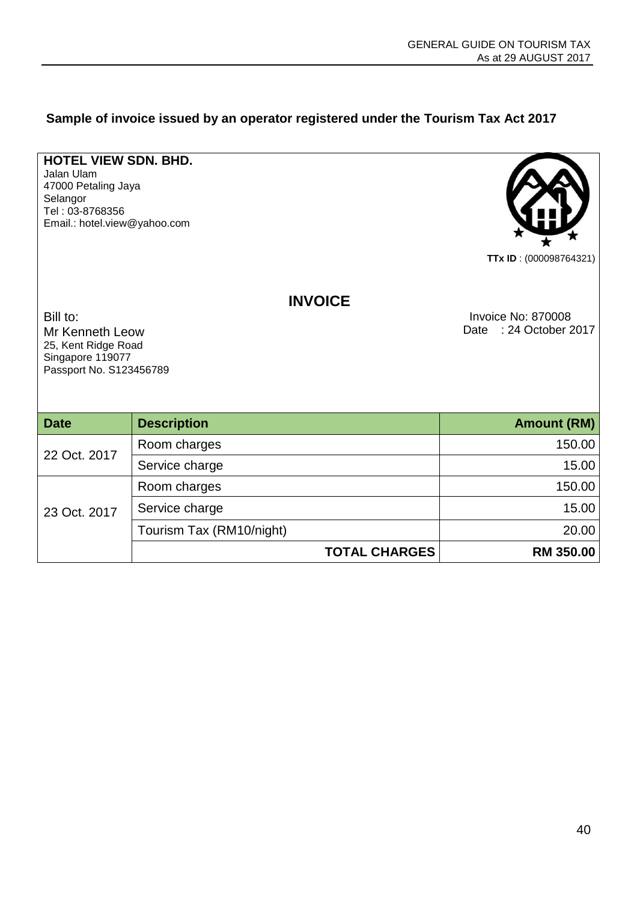**Sample of invoice issued by an operator registered under the Tourism Tax Act 2017**

**HOTEL VIEW SDN. BHD.**
Jalan Ulam
47000 Petaling Jaya
Selangor
Tel : 03-8768356
Email.: hotel.view@yahoo.com

**TTx ID** : (000098764321)

## INVOICE

Bill to:
Mr Kenneth Leow
25, Kent Ridge Road
Singapore 119077
Passport No. S123456789

Invoice No: 870008
Date : 24 October 2017

| Date | Description | Amount (RM) |
|---|---|---|
| 22 Oct. 2017 | Room charges | 150.00 |
| | Service charge | 15.00 |
| 23 Oct. 2017 | Room charges | 150.00 |
| | Service charge | 15.00 |
| | Tourism Tax (RM10/night) | 20.00 |
| | **TOTAL CHARGES** | **RM 350.00** |